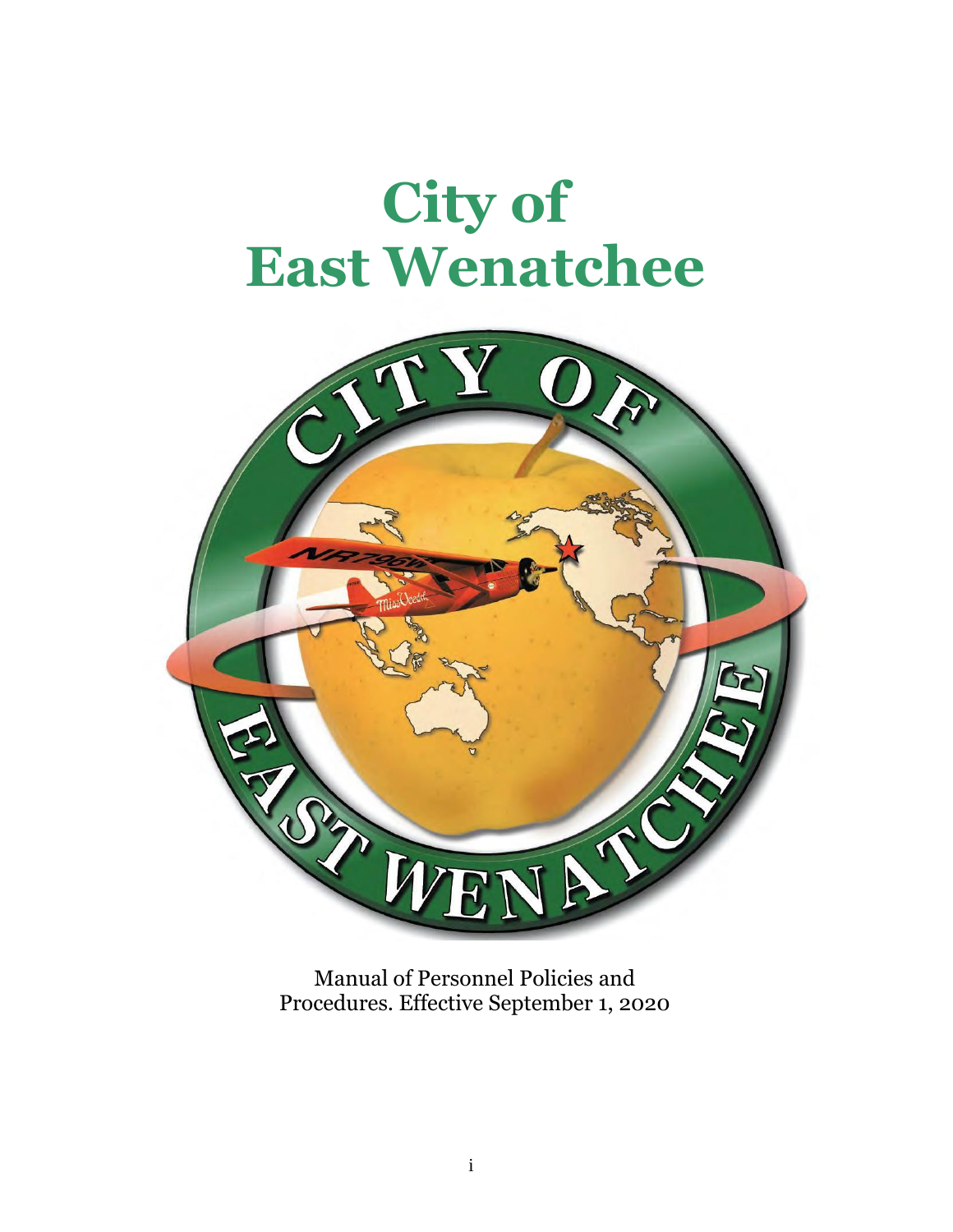# City of East Wenatchee

Manual of Personnel Policies and Procedures. Effective September 1, 2020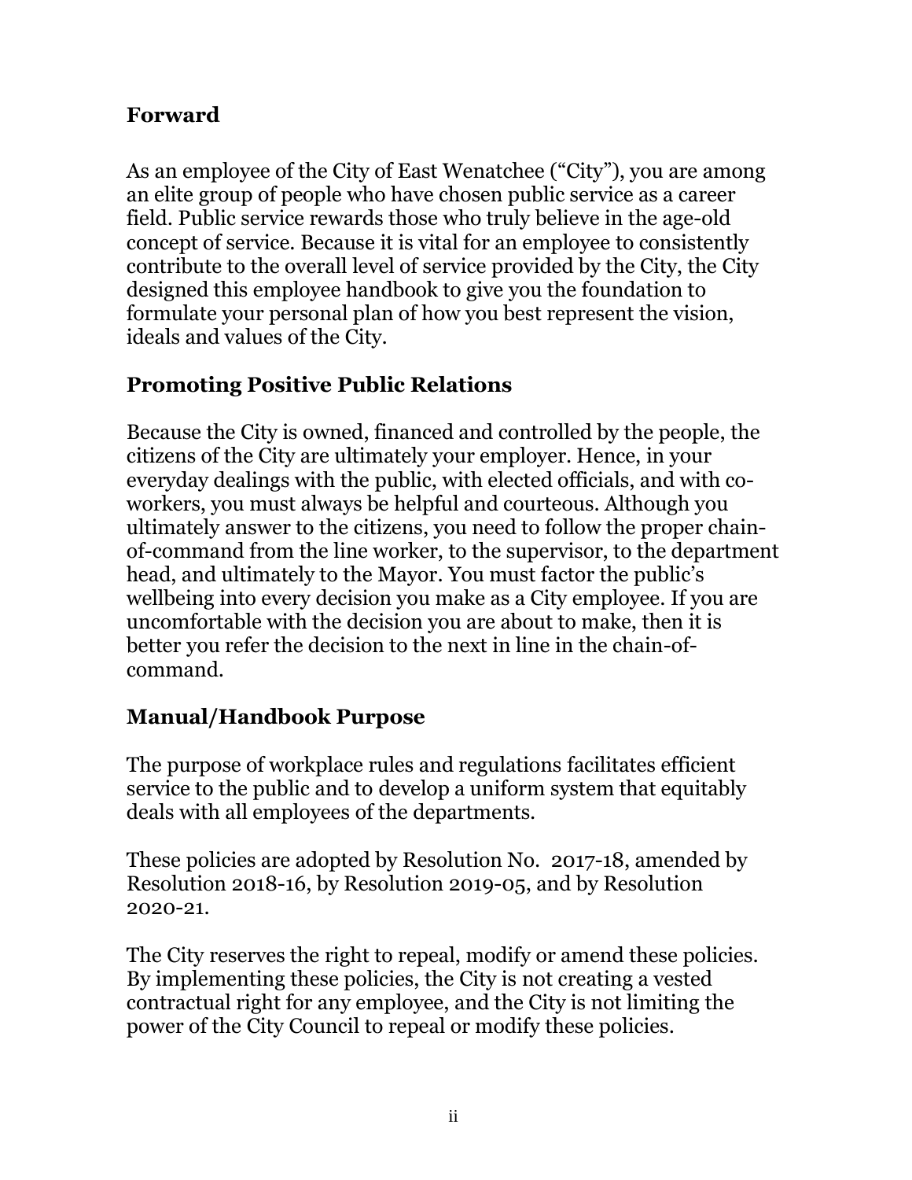## Forward

As an employee of the City of East Wenatchee ("City"), you are among an elite group of people who have chosen public service as a career field. Public service rewards those who truly believe in the age-old concept of service. Because it is vital for an employee to consistently contribute to the overall level of service provided by the City, the City designed this employee handbook to give you the foundation to formulate your personal plan of how you best represent the vision, ideals and values of the City.

## Promoting Positive Public Relations

Because the City is owned, financed and controlled by the people, the citizens of the City are ultimately your employer. Hence, in your everyday dealings with the public, with elected officials, and with co-workers, you must always be helpful and courteous. Although you ultimately answer to the citizens, you need to follow the proper chain-of-command from the line worker, to the supervisor, to the department head, and ultimately to the Mayor. You must factor the public's wellbeing into every decision you make as a City employee. If you are uncomfortable with the decision you are about to make, then it is better you refer the decision to the next in line in the chain-of-command.

## Manual/Handbook Purpose

The purpose of workplace rules and regulations facilitates efficient service to the public and to develop a uniform system that equitably deals with all employees of the departments.

These policies are adopted by Resolution No. 2017-18, amended by Resolution 2018-16, by Resolution 2019-05, and by Resolution 2020-21.

The City reserves the right to repeal, modify or amend these policies. By implementing these policies, the City is not creating a vested contractual right for any employee, and the City is not limiting the power of the City Council to repeal or modify these policies.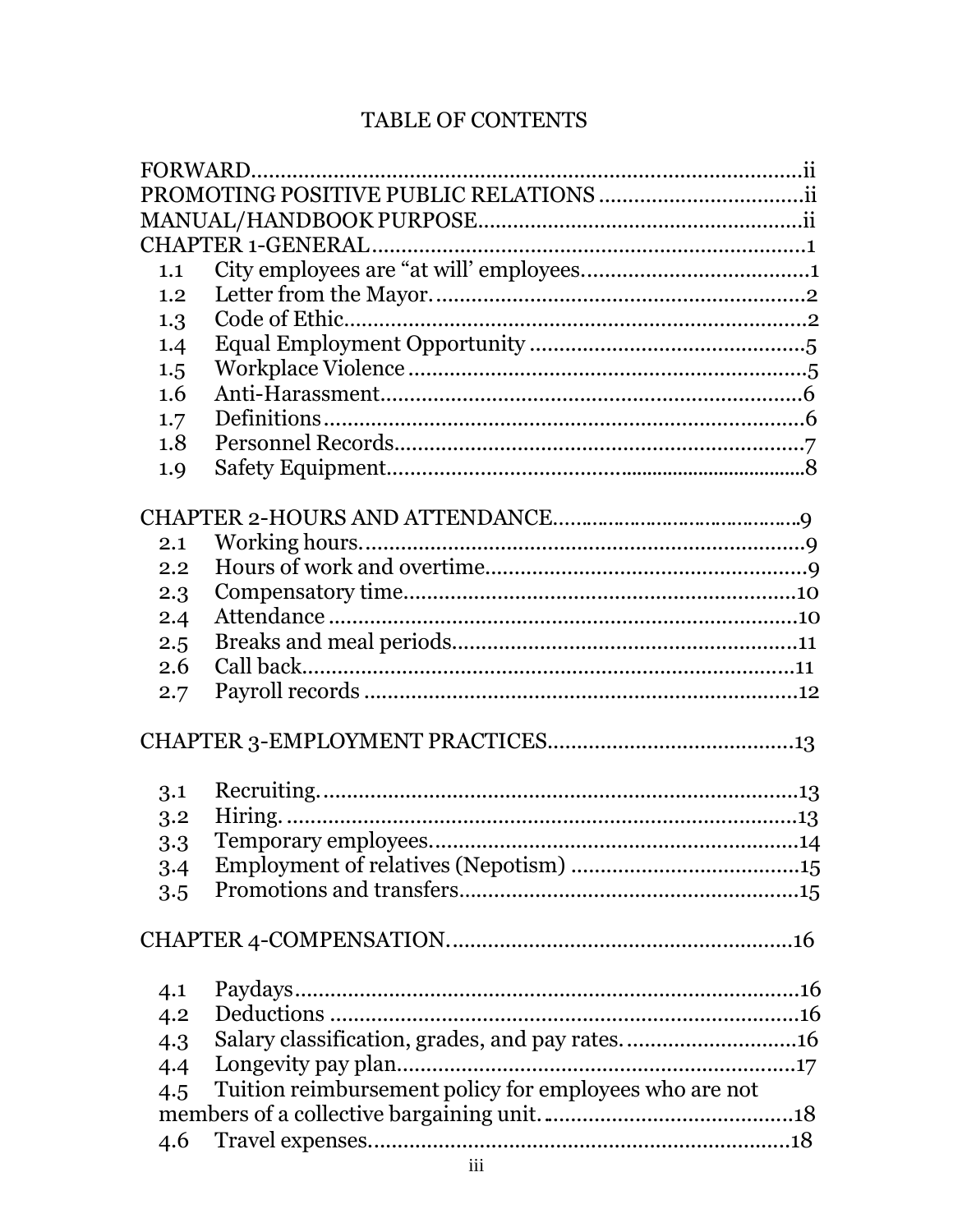# TABLE OF CONTENTS

| | | |
|---|---|---|
| FORWARD | | ii |
| PROMOTING POSITIVE PUBLIC RELATIONS | | ii |
| MANUAL/HANDBOOK PURPOSE | | ii |
| CHAPTER 1-GENERAL | | 1 |
| 1.1 | City employees are "at will' employees | 1 |
| 1.2 | Letter from the Mayor. | 2 |
| 1.3 | Code of Ethic | 2 |
| 1.4 | Equal Employment Opportunity | 5 |
| 1.5 | Workplace Violence | 5 |
| 1.6 | Anti-Harassment | 6 |
| 1.7 | Definitions | 6 |
| 1.8 | Personnel Records | 7 |
| 1.9 | Safety Equipment | 8 |
| CHAPTER 2-HOURS AND ATTENDANCE | | 9 |
| 2.1 | Working hours. | 9 |
| 2.2 | Hours of work and overtime | 9 |
| 2.3 | Compensatory time | 10 |
| 2.4 | Attendance | 10 |
| 2.5 | Breaks and meal periods | 11 |
| 2.6 | Call back | 11 |
| 2.7 | Payroll records | 12 |
| CHAPTER 3-EMPLOYMENT PRACTICES | | 13 |
| 3.1 | Recruiting. | 13 |
| 3.2 | Hiring. | 13 |
| 3.3 | Temporary employees | 14 |
| 3.4 | Employment of relatives (Nepotism) | 15 |
| 3.5 | Promotions and transfers | 15 |
| CHAPTER 4-COMPENSATION. | | 16 |
| 4.1 | Paydays | 16 |
| 4.2 | Deductions | 16 |
| 4.3 | Salary classification, grades, and pay rates. | 16 |
| 4.4 | Longevity pay plan | 17 |
| 4.5 | Tuition reimbursement policy for employees who are not members of a collective bargaining unit. | 18 |
| 4.6 | Travel expenses | 18 |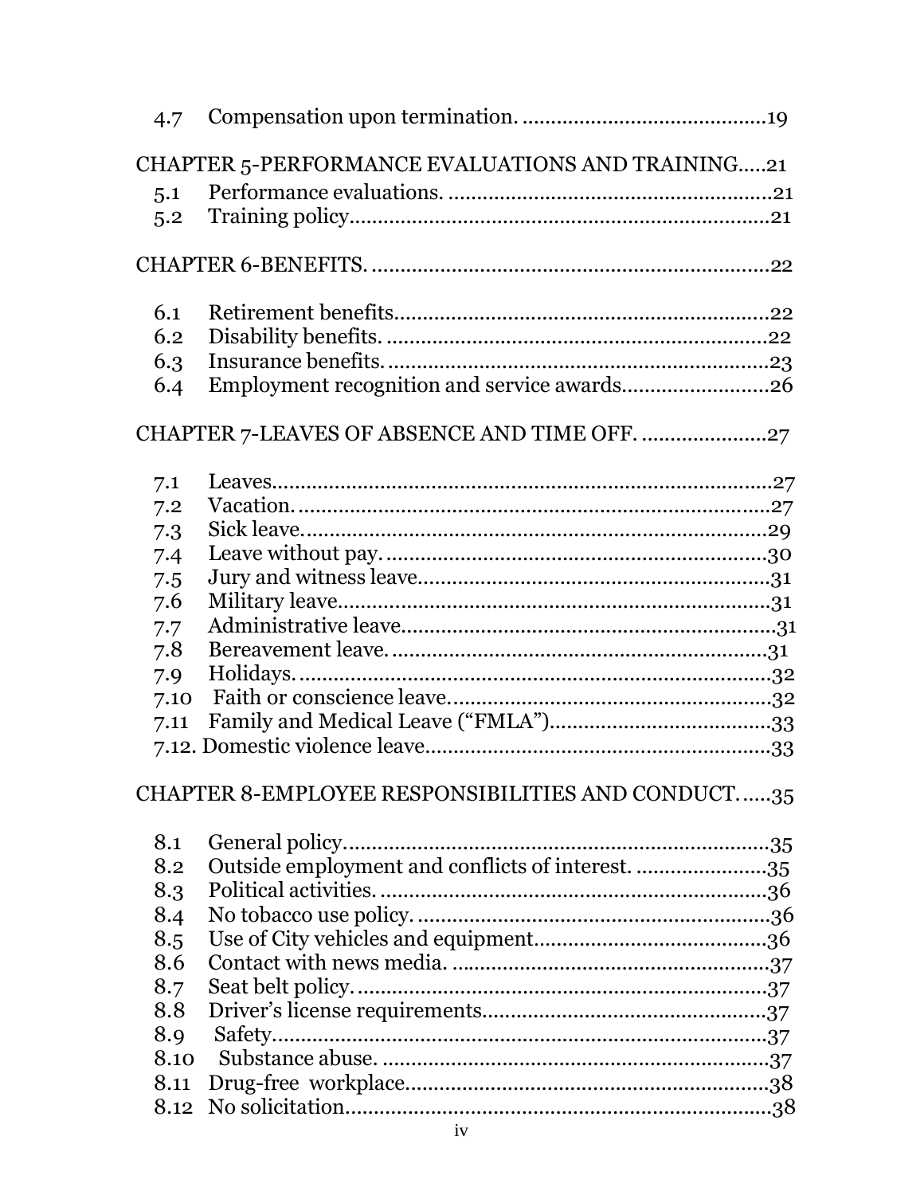4.7 Compensation upon termination. ..........................................19

CHAPTER 5-PERFORMANCE EVALUATIONS AND TRAINING.....21

5.1 Performance evaluations. .......................................................21
5.2 Training policy.........................................................................21

CHAPTER 6-BENEFITS. ...................................................................22

6.1 Retirement benefits.................................................................22
6.2 Disability benefits. ..................................................................22
6.3 Insurance benefits. ..................................................................23
6.4 Employment recognition and service awards.........................26

CHAPTER 7-LEAVES OF ABSENCE AND TIME OFF. .....................27

7.1 Leaves......................................................................................27
7.2 Vacation. ..................................................................................27
7.3 Sick leave.................................................................................29
7.4 Leave without pay. ..................................................................30
7.5 Jury and witness leave.............................................................31
7.6 Military leave...........................................................................31
7.7 Administrative leave................................................................31
7.8 Bereavement leave. .................................................................31
7.9 Holidays. ..................................................................................32
7.10 Faith or conscience leave.......................................................32
7.11 Family and Medical Leave ("FMLA").......................................33
7.12. Domestic violence leave...........................................................33

CHAPTER 8-EMPLOYEE RESPONSIBILITIES AND CONDUCT. .....35

8.1 General policy..........................................................................35
8.2 Outside employment and conflicts of interest. ......................35
8.3 Political activities. ...................................................................36
8.4 No tobacco use policy. .............................................................36
8.5 Use of City vehicles and equipment........................................36
8.6 Contact with news media. .......................................................37
8.7 Seat belt policy. .......................................................................37
8.8 Driver's license requirements.................................................37
8.9 Safety.......................................................................................37
8.10 Substance abuse. ....................................................................37
8.11 Drug-free workplace...............................................................38
8.12 No solicitation..........................................................................38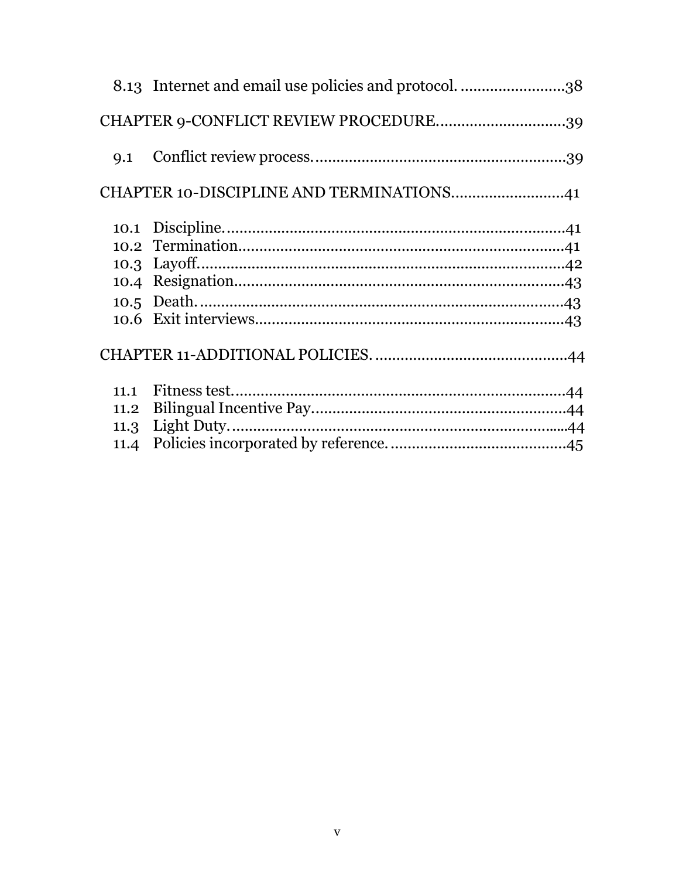8.13 Internet and email use policies and protocol. ........................38

CHAPTER 9-CONFLICT REVIEW PROCEDURE..............................39

9.1 Conflict review process...........................................................39

CHAPTER 10-DISCIPLINE AND TERMINATIONS...........................41

10.1 Discipline...............................................................................41
10.2 Termination............................................................................41
10.3 Layoff.....................................................................................42
10.4 Resignation.............................................................................43
10.5 Death......................................................................................43
10.6 Exit interviews.........................................................................43

CHAPTER 11-ADDITIONAL POLICIES. ..............................................44

11.1 Fitness test...............................................................................44
11.2 Bilingual Incentive Pay...........................................................44
11.3 Light Duty...............................................................................44
11.4 Policies incorporated by reference. .........................................45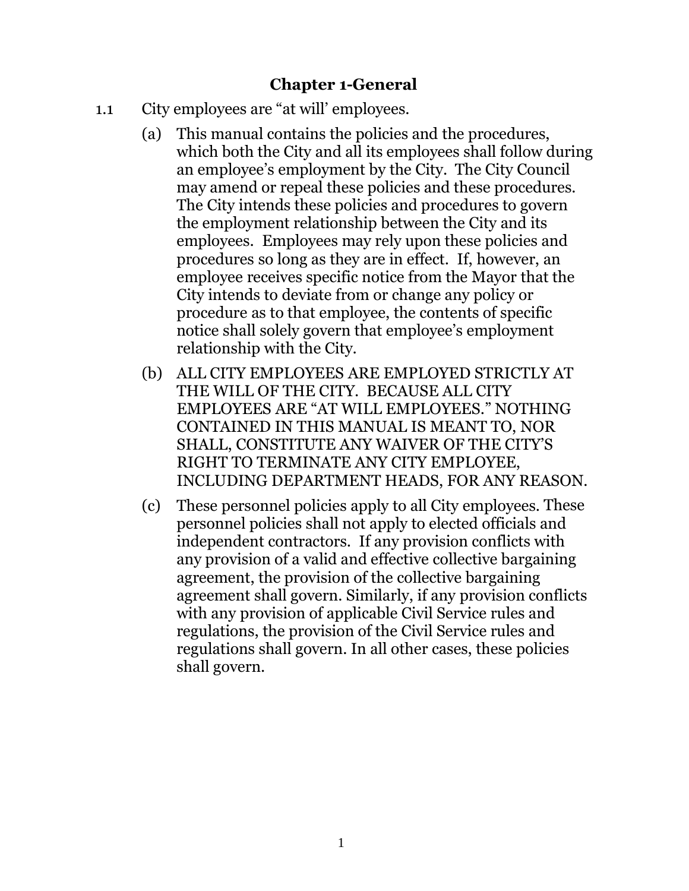# Chapter 1-General

1.1 City employees are “at will’ employees.

(a) This manual contains the policies and the procedures, which both the City and all its employees shall follow during an employee’s employment by the City. The City Council may amend or repeal these policies and these procedures. The City intends these policies and procedures to govern the employment relationship between the City and its employees. Employees may rely upon these policies and procedures so long as they are in effect. If, however, an employee receives specific notice from the Mayor that the City intends to deviate from or change any policy or procedure as to that employee, the contents of specific notice shall solely govern that employee’s employment relationship with the City.

(b) ALL CITY EMPLOYEES ARE EMPLOYED STRICTLY AT THE WILL OF THE CITY. BECAUSE ALL CITY EMPLOYEES ARE “AT WILL EMPLOYEES.” NOTHING CONTAINED IN THIS MANUAL IS MEANT TO, NOR SHALL, CONSTITUTE ANY WAIVER OF THE CITY’S RIGHT TO TERMINATE ANY CITY EMPLOYEE, INCLUDING DEPARTMENT HEADS, FOR ANY REASON.

(c) These personnel policies apply to all City employees. These personnel policies shall not apply to elected officials and independent contractors. If any provision conflicts with any provision of a valid and effective collective bargaining agreement, the provision of the collective bargaining agreement shall govern. Similarly, if any provision conflicts with any provision of applicable Civil Service rules and regulations, the provision of the Civil Service rules and regulations shall govern. In all other cases, these policies shall govern.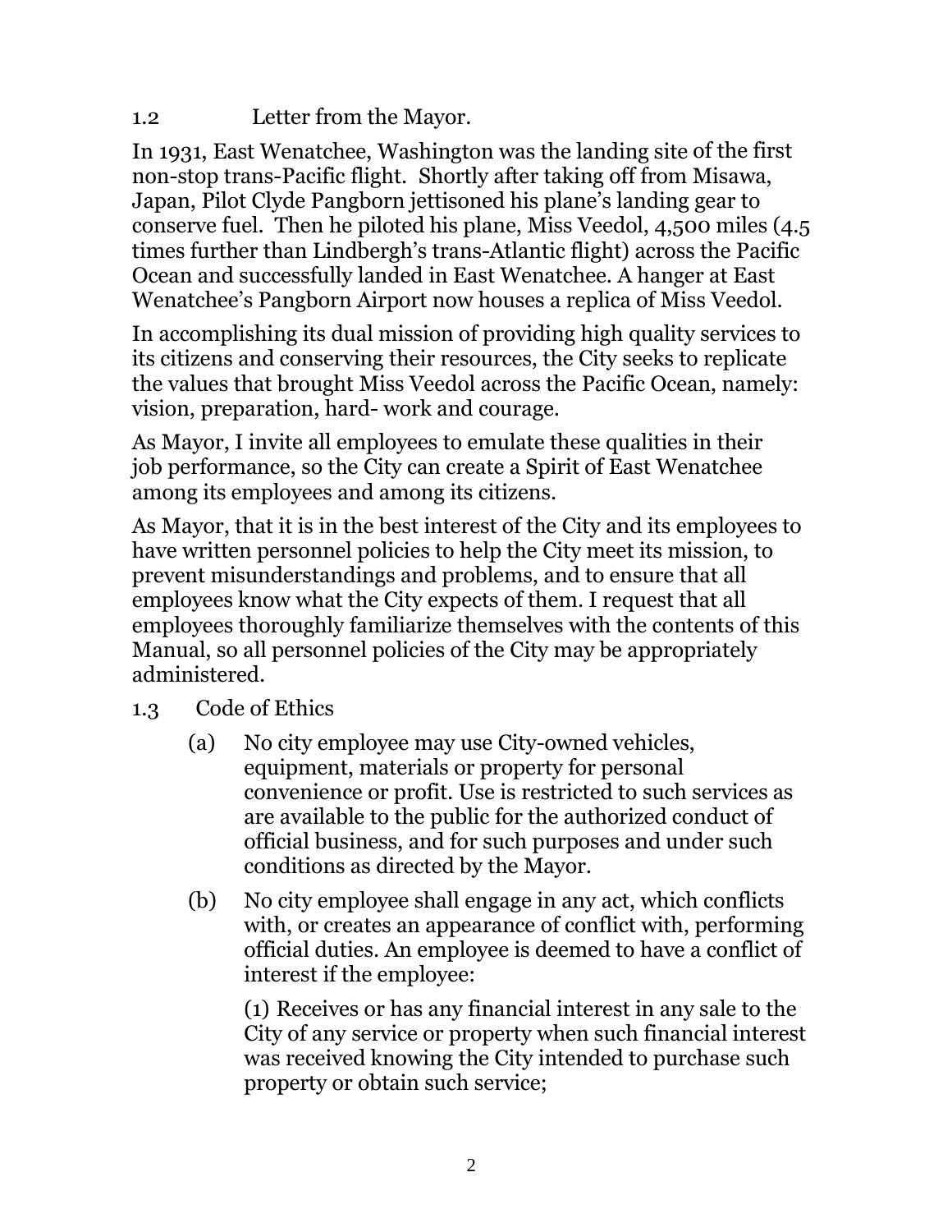## 1.2 Letter from the Mayor.

In 1931, East Wenatchee, Washington was the landing site of the first non-stop trans-Pacific flight. Shortly after taking off from Misawa, Japan, Pilot Clyde Pangborn jettisoned his plane's landing gear to conserve fuel. Then he piloted his plane, Miss Veedol, 4,500 miles (4.5 times further than Lindbergh's trans-Atlantic flight) across the Pacific Ocean and successfully landed in East Wenatchee. A hanger at East Wenatchee's Pangborn Airport now houses a replica of Miss Veedol.

In accomplishing its dual mission of providing high quality services to its citizens and conserving their resources, the City seeks to replicate the values that brought Miss Veedol across the Pacific Ocean, namely: vision, preparation, hard- work and courage.

As Mayor, I invite all employees to emulate these qualities in their job performance, so the City can create a Spirit of East Wenatchee among its employees and among its citizens.

As Mayor, that it is in the best interest of the City and its employees to have written personnel policies to help the City meet its mission, to prevent misunderstandings and problems, and to ensure that all employees know what the City expects of them. I request that all employees thoroughly familiarize themselves with the contents of this Manual, so all personnel policies of the City may be appropriately administered.

## 1.3 Code of Ethics

(a) No city employee may use City-owned vehicles, equipment, materials or property for personal convenience or profit. Use is restricted to such services as are available to the public for the authorized conduct of official business, and for such purposes and under such conditions as directed by the Mayor.

(b) No city employee shall engage in any act, which conflicts with, or creates an appearance of conflict with, performing official duties. An employee is deemed to have a conflict of interest if the employee:

(1) Receives or has any financial interest in any sale to the City of any service or property when such financial interest was received knowing the City intended to purchase such property or obtain such service;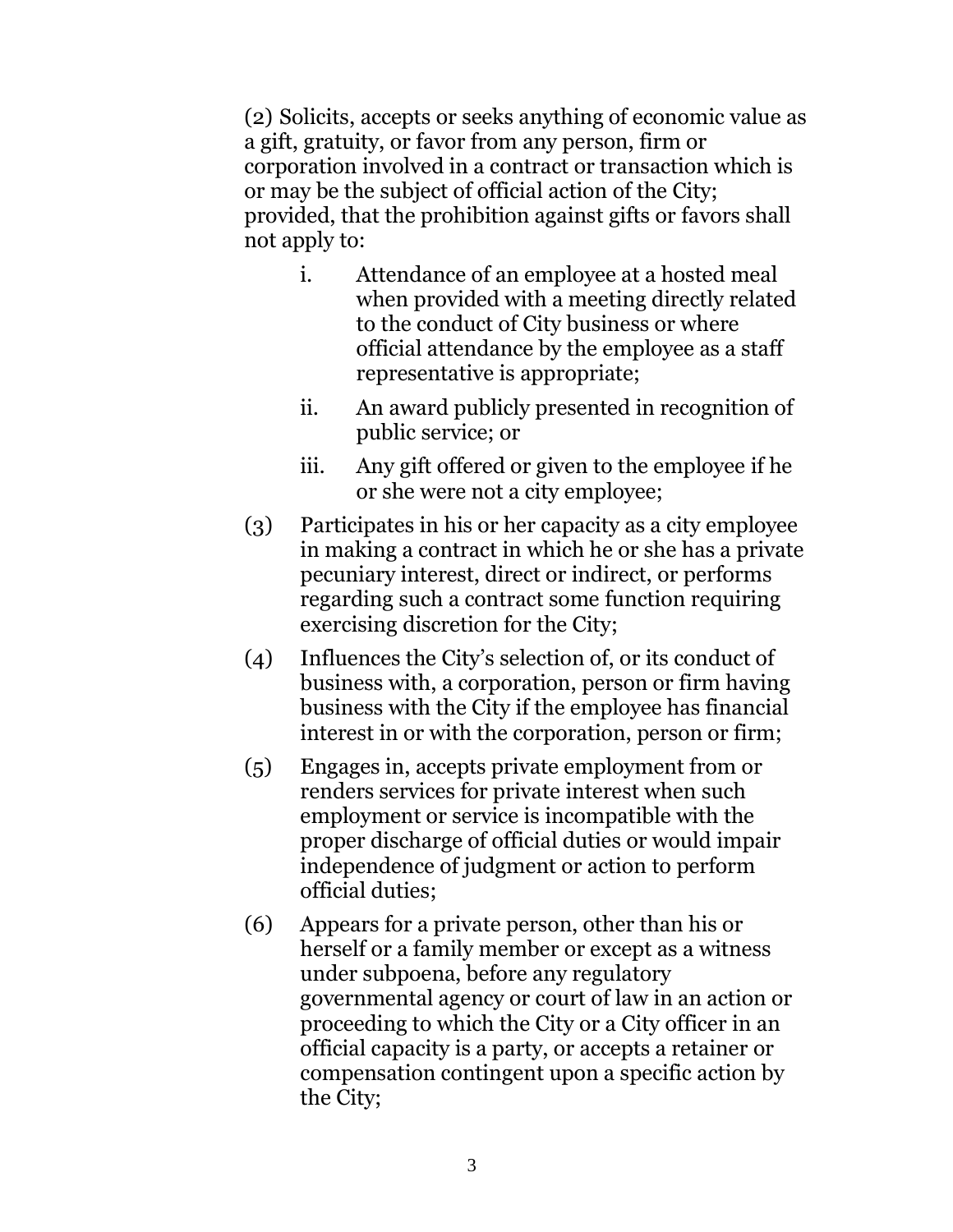(2) Solicits, accepts or seeks anything of economic value as a gift, gratuity, or favor from any person, firm or corporation involved in a contract or transaction which is or may be the subject of official action of the City; provided, that the prohibition against gifts or favors shall not apply to:

   i. Attendance of an employee at a hosted meal when provided with a meeting directly related to the conduct of City business or where official attendance by the employee as a staff representative is appropriate;

   ii. An award publicly presented in recognition of public service; or

   iii. Any gift offered or given to the employee if he or she were not a city employee;

(3) Participates in his or her capacity as a city employee in making a contract in which he or she has a private pecuniary interest, direct or indirect, or performs regarding such a contract some function requiring exercising discretion for the City;

(4) Influences the City's selection of, or its conduct of business with, a corporation, person or firm having business with the City if the employee has financial interest in or with the corporation, person or firm;

(5) Engages in, accepts private employment from or renders services for private interest when such employment or service is incompatible with the proper discharge of official duties or would impair independence of judgment or action to perform official duties;

(6) Appears for a private person, other than his or herself or a family member or except as a witness under subpoena, before any regulatory governmental agency or court of law in an action or proceeding to which the City or a City officer in an official capacity is a party, or accepts a retainer or compensation contingent upon a specific action by the City;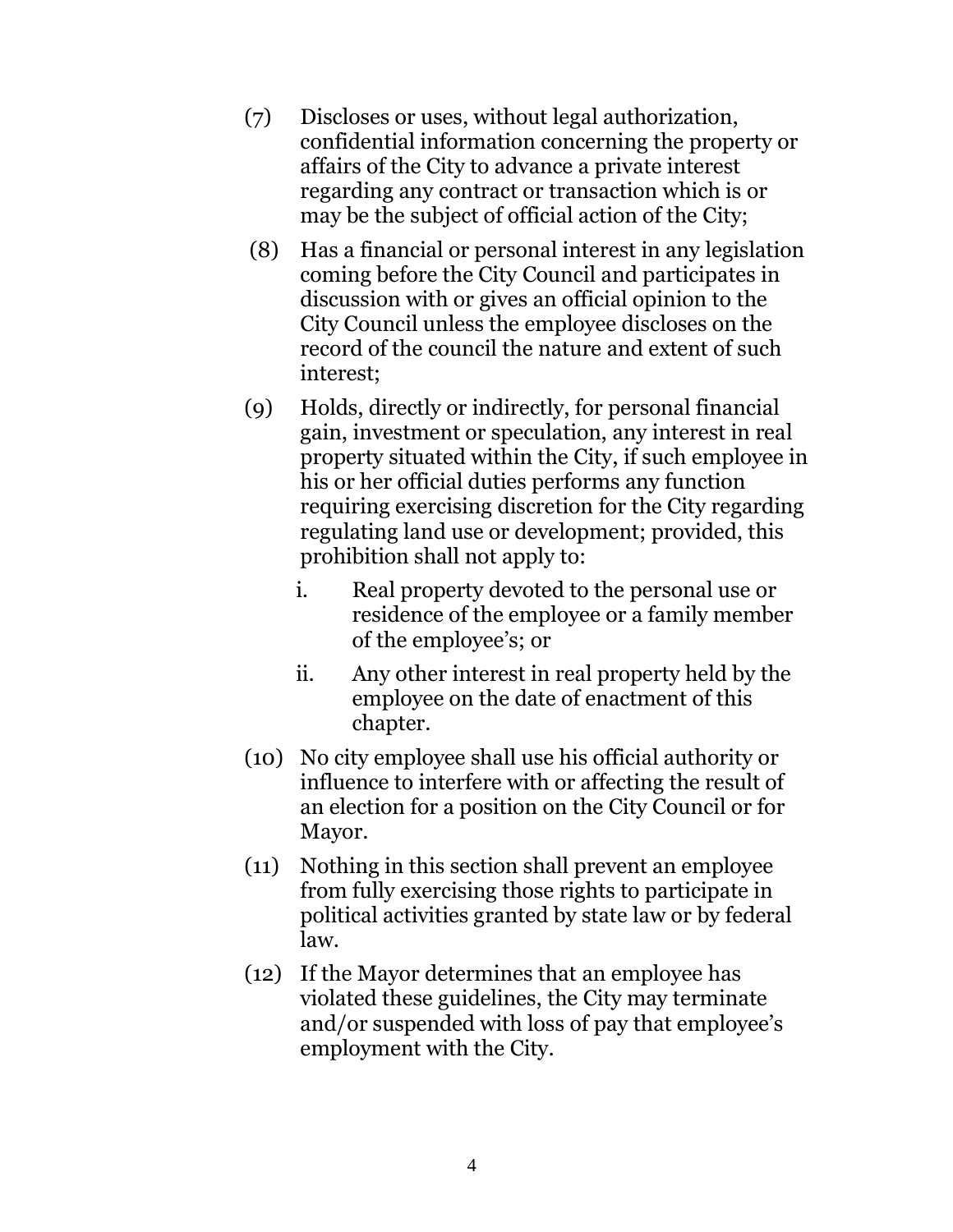(7) Discloses or uses, without legal authorization, confidential information concerning the property or affairs of the City to advance a private interest regarding any contract or transaction which is or may be the subject of official action of the City;

(8) Has a financial or personal interest in any legislation coming before the City Council and participates in discussion with or gives an official opinion to the City Council unless the employee discloses on the record of the council the nature and extent of such interest;

(9) Holds, directly or indirectly, for personal financial gain, investment or speculation, any interest in real property situated within the City, if such employee in his or her official duties performs any function requiring exercising discretion for the City regarding regulating land use or development; provided, this prohibition shall not apply to:

    i. Real property devoted to the personal use or residence of the employee or a family member of the employee's; or

    ii. Any other interest in real property held by the employee on the date of enactment of this chapter.

(10) No city employee shall use his official authority or influence to interfere with or affecting the result of an election for a position on the City Council or for Mayor.

(11) Nothing in this section shall prevent an employee from fully exercising those rights to participate in political activities granted by state law or by federal law.

(12) If the Mayor determines that an employee has violated these guidelines, the City may terminate and/or suspended with loss of pay that employee's employment with the City.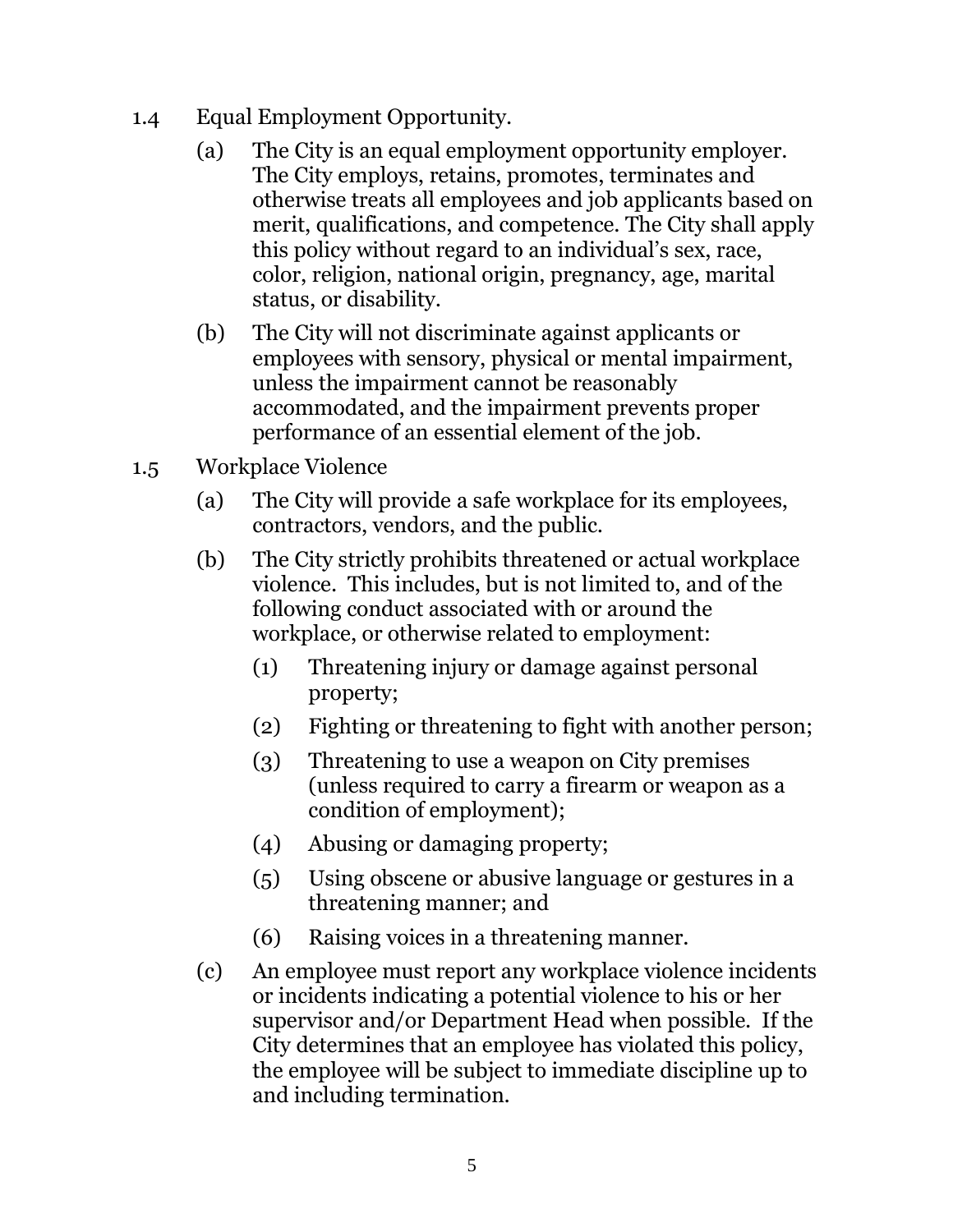1.4 Equal Employment Opportunity.

(a) The City is an equal employment opportunity employer. The City employs, retains, promotes, terminates and otherwise treats all employees and job applicants based on merit, qualifications, and competence. The City shall apply this policy without regard to an individual's sex, race, color, religion, national origin, pregnancy, age, marital status, or disability.

(b) The City will not discriminate against applicants or employees with sensory, physical or mental impairment, unless the impairment cannot be reasonably accommodated, and the impairment prevents proper performance of an essential element of the job.

1.5 Workplace Violence

(a) The City will provide a safe workplace for its employees, contractors, vendors, and the public.

(b) The City strictly prohibits threatened or actual workplace violence. This includes, but is not limited to, and of the following conduct associated with or around the workplace, or otherwise related to employment:

(1) Threatening injury or damage against personal property;

(2) Fighting or threatening to fight with another person;

(3) Threatening to use a weapon on City premises (unless required to carry a firearm or weapon as a condition of employment);

(4) Abusing or damaging property;

(5) Using obscene or abusive language or gestures in a threatening manner; and

(6) Raising voices in a threatening manner.

(c) An employee must report any workplace violence incidents or incidents indicating a potential violence to his or her supervisor and/or Department Head when possible. If the City determines that an employee has violated this policy, the employee will be subject to immediate discipline up to and including termination.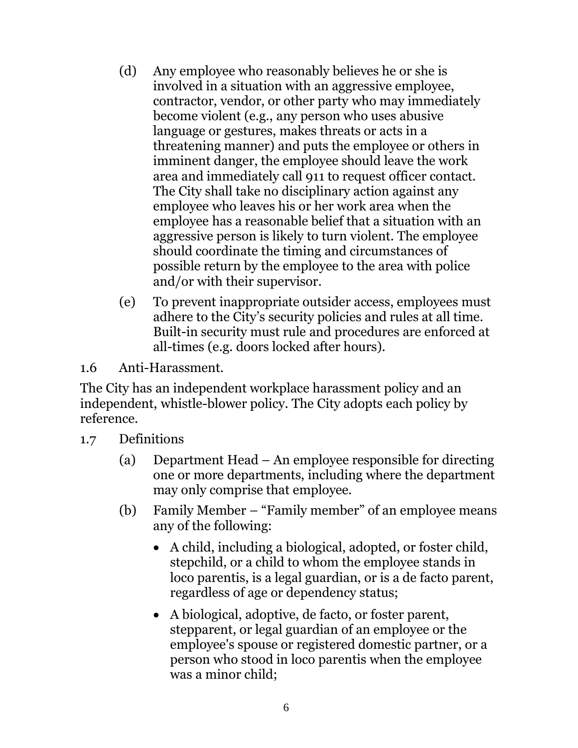(d) Any employee who reasonably believes he or she is involved in a situation with an aggressive employee, contractor, vendor, or other party who may immediately become violent (e.g., any person who uses abusive language or gestures, makes threats or acts in a threatening manner) and puts the employee or others in imminent danger, the employee should leave the work area and immediately call 911 to request officer contact. The City shall take no disciplinary action against any employee who leaves his or her work area when the employee has a reasonable belief that a situation with an aggressive person is likely to turn violent. The employee should coordinate the timing and circumstances of possible return by the employee to the area with police and/or with their supervisor.

(e) To prevent inappropriate outsider access, employees must adhere to the City's security policies and rules at all time. Built-in security must rule and procedures are enforced at all-times (e.g. doors locked after hours).

1.6 Anti-Harassment.

The City has an independent workplace harassment policy and an independent, whistle-blower policy. The City adopts each policy by reference.

1.7 Definitions

(a) Department Head – An employee responsible for directing one or more departments, including where the department may only comprise that employee.

(b) Family Member – "Family member" of an employee means any of the following:

- A child, including a biological, adopted, or foster child, stepchild, or a child to whom the employee stands in loco parentis, is a legal guardian, or is a de facto parent, regardless of age or dependency status;
- A biological, adoptive, de facto, or foster parent, stepparent, or legal guardian of an employee or the employee's spouse or registered domestic partner, or a person who stood in loco parentis when the employee was a minor child;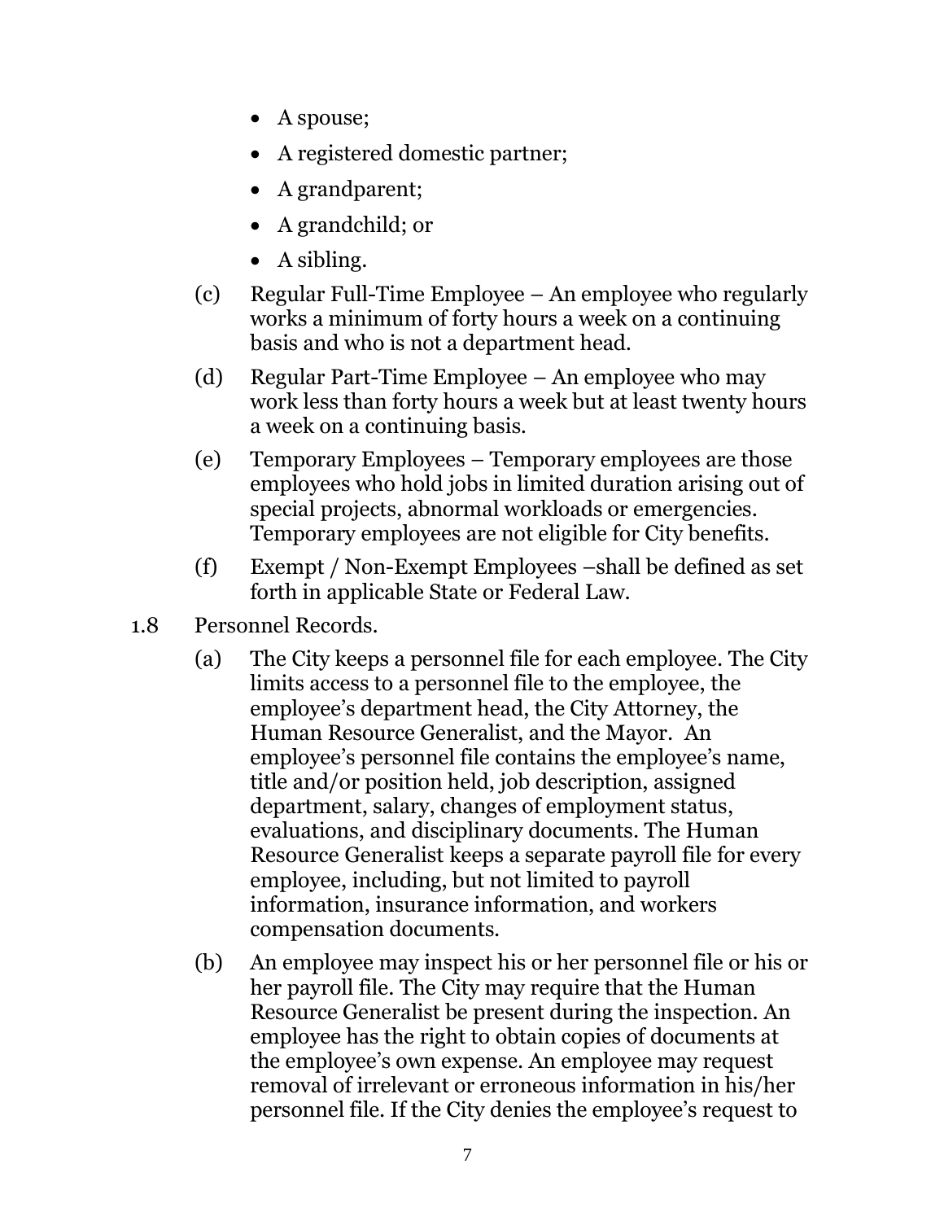- A spouse;
- A registered domestic partner;
- A grandparent;
- A grandchild; or
- A sibling.

(c) Regular Full-Time Employee – An employee who regularly works a minimum of forty hours a week on a continuing basis and who is not a department head.

(d) Regular Part-Time Employee – An employee who may work less than forty hours a week but at least twenty hours a week on a continuing basis.

(e) Temporary Employees – Temporary employees are those employees who hold jobs in limited duration arising out of special projects, abnormal workloads or emergencies. Temporary employees are not eligible for City benefits.

(f) Exempt / Non-Exempt Employees –shall be defined as set forth in applicable State or Federal Law.

1.8 Personnel Records.

(a) The City keeps a personnel file for each employee. The City limits access to a personnel file to the employee, the employee's department head, the City Attorney, the Human Resource Generalist, and the Mayor. An employee's personnel file contains the employee's name, title and/or position held, job description, assigned department, salary, changes of employment status, evaluations, and disciplinary documents. The Human Resource Generalist keeps a separate payroll file for every employee, including, but not limited to payroll information, insurance information, and workers compensation documents.

(b) An employee may inspect his or her personnel file or his or her payroll file. The City may require that the Human Resource Generalist be present during the inspection. An employee has the right to obtain copies of documents at the employee's own expense. An employee may request removal of irrelevant or erroneous information in his/her personnel file. If the City denies the employee's request to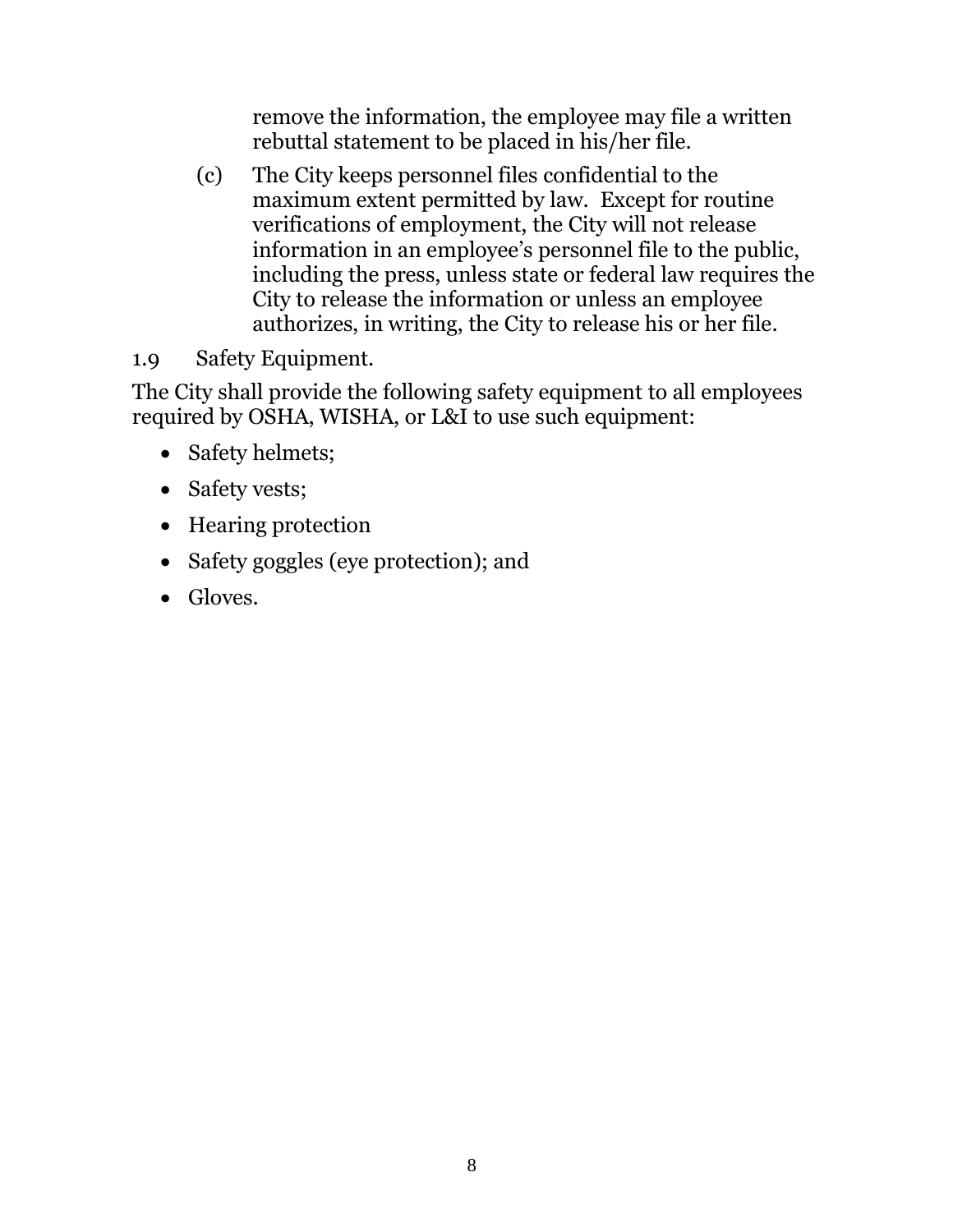remove the information, the employee may file a written rebuttal statement to be placed in his/her file.

(c) The City keeps personnel files confidential to the maximum extent permitted by law. Except for routine verifications of employment, the City will not release information in an employee's personnel file to the public, including the press, unless state or federal law requires the City to release the information or unless an employee authorizes, in writing, the City to release his or her file.

1.9 Safety Equipment.

The City shall provide the following safety equipment to all employees required by OSHA, WISHA, or L&I to use such equipment:

- Safety helmets;
- Safety vests;
- Hearing protection
- Safety goggles (eye protection); and
- Gloves.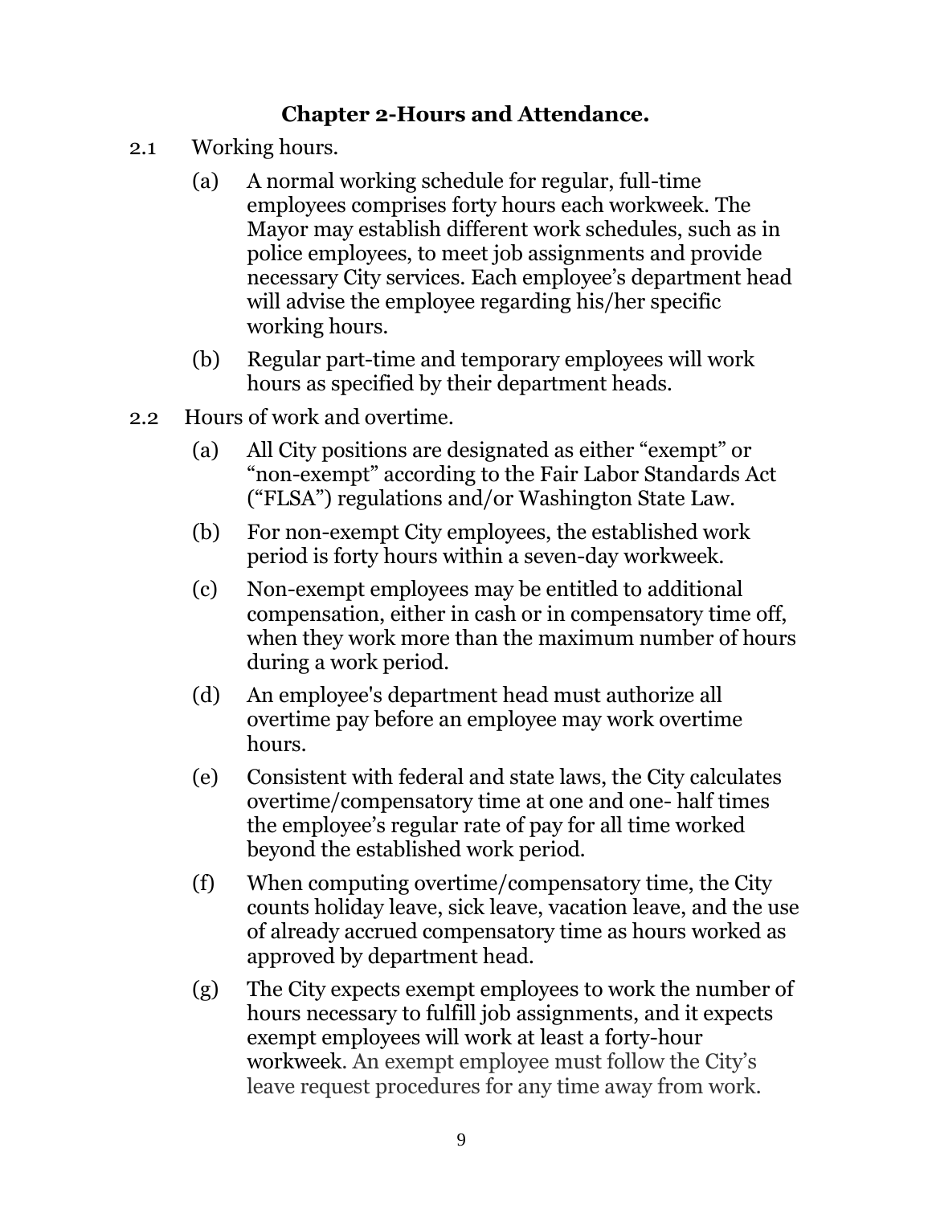## Chapter 2-Hours and Attendance.

2.1 Working hours.

(a) A normal working schedule for regular, full-time employees comprises forty hours each workweek. The Mayor may establish different work schedules, such as in police employees, to meet job assignments and provide necessary City services. Each employee's department head will advise the employee regarding his/her specific working hours.

(b) Regular part-time and temporary employees will work hours as specified by their department heads.

2.2 Hours of work and overtime.

(a) All City positions are designated as either "exempt" or "non-exempt" according to the Fair Labor Standards Act ("FLSA") regulations and/or Washington State Law.

(b) For non-exempt City employees, the established work period is forty hours within a seven-day workweek.

(c) Non-exempt employees may be entitled to additional compensation, either in cash or in compensatory time off, when they work more than the maximum number of hours during a work period.

(d) An employee's department head must authorize all overtime pay before an employee may work overtime hours.

(e) Consistent with federal and state laws, the City calculates overtime/compensatory time at one and one- half times the employee's regular rate of pay for all time worked beyond the established work period.

(f) When computing overtime/compensatory time, the City counts holiday leave, sick leave, vacation leave, and the use of already accrued compensatory time as hours worked as approved by department head.

(g) The City expects exempt employees to work the number of hours necessary to fulfill job assignments, and it expects exempt employees will work at least a forty-hour workweek. An exempt employee must follow the City's leave request procedures for any time away from work.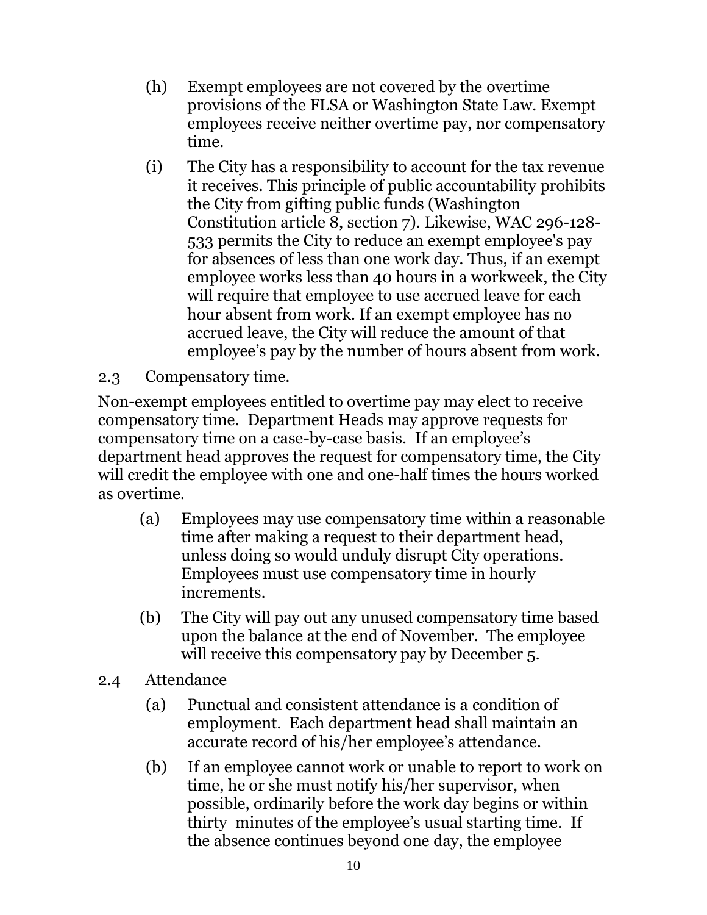(h) Exempt employees are not covered by the overtime provisions of the FLSA or Washington State Law. Exempt employees receive neither overtime pay, nor compensatory time.

(i) The City has a responsibility to account for the tax revenue it receives. This principle of public accountability prohibits the City from gifting public funds (Washington Constitution article 8, section 7). Likewise, WAC 296-128-533 permits the City to reduce an exempt employee's pay for absences of less than one work day. Thus, if an exempt employee works less than 40 hours in a workweek, the City will require that employee to use accrued leave for each hour absent from work. If an exempt employee has no accrued leave, the City will reduce the amount of that employee's pay by the number of hours absent from work.

2.3 Compensatory time.

Non-exempt employees entitled to overtime pay may elect to receive compensatory time. Department Heads may approve requests for compensatory time on a case-by-case basis. If an employee's department head approves the request for compensatory time, the City will credit the employee with one and one-half times the hours worked as overtime.

(a) Employees may use compensatory time within a reasonable time after making a request to their department head, unless doing so would unduly disrupt City operations. Employees must use compensatory time in hourly increments.

(b) The City will pay out any unused compensatory time based upon the balance at the end of November. The employee will receive this compensatory pay by December 5.

2.4 Attendance

(a) Punctual and consistent attendance is a condition of employment. Each department head shall maintain an accurate record of his/her employee's attendance.

(b) If an employee cannot work or unable to report to work on time, he or she must notify his/her supervisor, when possible, ordinarily before the work day begins or within thirty minutes of the employee's usual starting time. If the absence continues beyond one day, the employee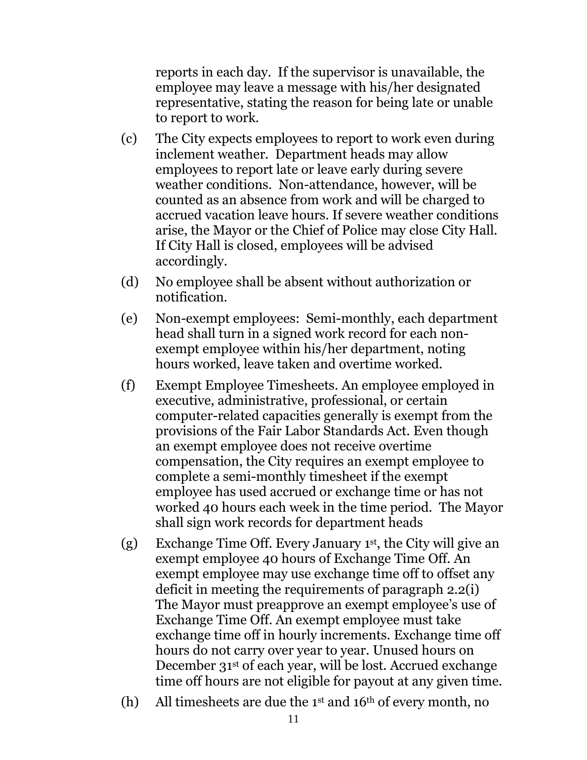reports in each day. If the supervisor is unavailable, the employee may leave a message with his/her designated representative, stating the reason for being late or unable to report to work.

(c) The City expects employees to report to work even during inclement weather. Department heads may allow employees to report late or leave early during severe weather conditions. Non-attendance, however, will be counted as an absence from work and will be charged to accrued vacation leave hours. If severe weather conditions arise, the Mayor or the Chief of Police may close City Hall. If City Hall is closed, employees will be advised accordingly.

(d) No employee shall be absent without authorization or notification.

(e) Non-exempt employees: Semi-monthly, each department head shall turn in a signed work record for each non-exempt employee within his/her department, noting hours worked, leave taken and overtime worked.

(f) Exempt Employee Timesheets. An employee employed in executive, administrative, professional, or certain computer-related capacities generally is exempt from the provisions of the Fair Labor Standards Act. Even though an exempt employee does not receive overtime compensation, the City requires an exempt employee to complete a semi-monthly timesheet if the exempt employee has used accrued or exchange time or has not worked 40 hours each week in the time period. The Mayor shall sign work records for department heads

(g) Exchange Time Off. Every January 1st, the City will give an exempt employee 40 hours of Exchange Time Off. An exempt employee may use exchange time off to offset any deficit in meeting the requirements of paragraph 2.2(i) The Mayor must preapprove an exempt employee's use of Exchange Time Off. An exempt employee must take exchange time off in hourly increments. Exchange time off hours do not carry over year to year. Unused hours on December 31st of each year, will be lost. Accrued exchange time off hours are not eligible for payout at any given time.

(h) All timesheets are due the 1st and 16th of every month, no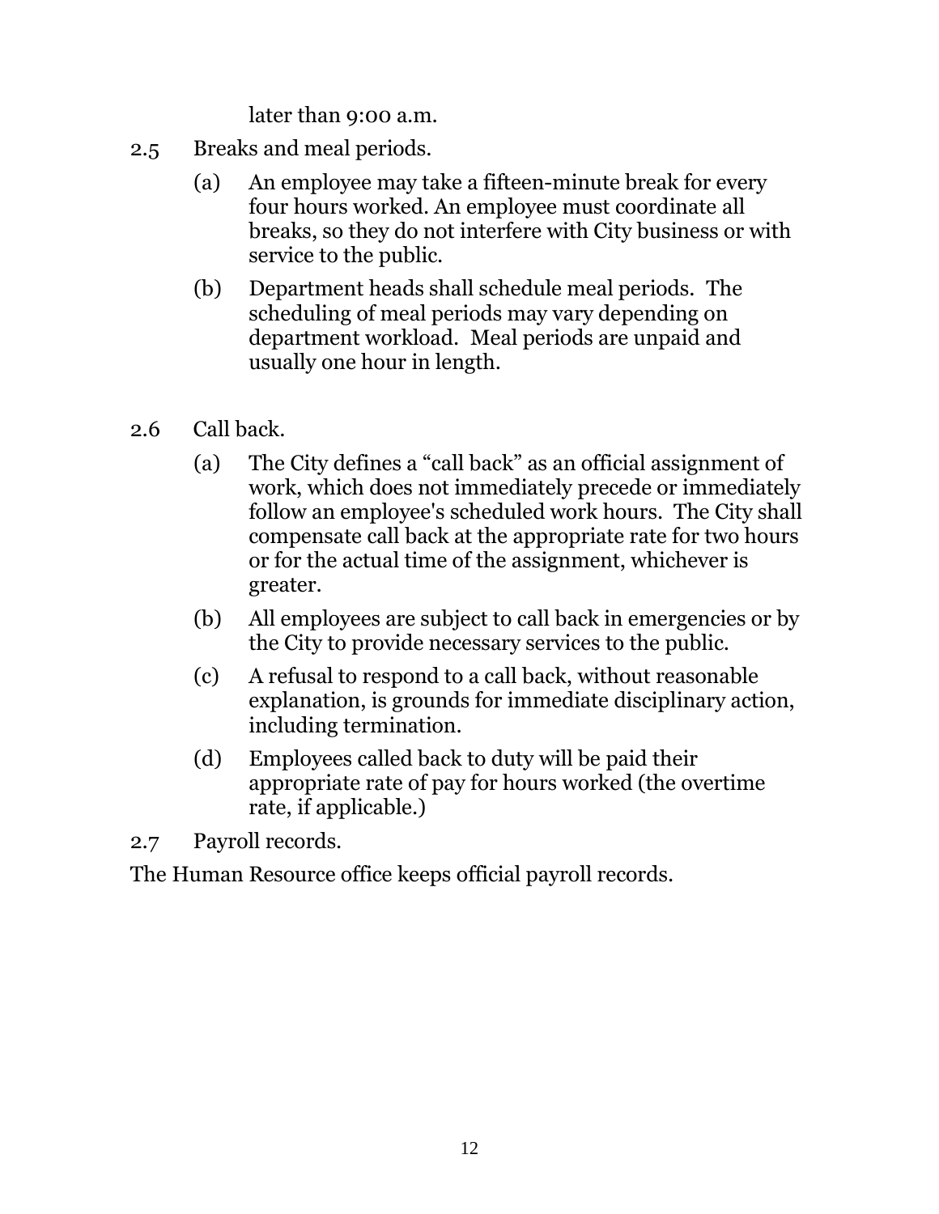later than 9:00 a.m.

2.5 Breaks and meal periods.

(a) An employee may take a fifteen-minute break for every four hours worked. An employee must coordinate all breaks, so they do not interfere with City business or with service to the public.

(b) Department heads shall schedule meal periods. The scheduling of meal periods may vary depending on department workload. Meal periods are unpaid and usually one hour in length.

2.6 Call back.

(a) The City defines a "call back" as an official assignment of work, which does not immediately precede or immediately follow an employee's scheduled work hours. The City shall compensate call back at the appropriate rate for two hours or for the actual time of the assignment, whichever is greater.

(b) All employees are subject to call back in emergencies or by the City to provide necessary services to the public.

(c) A refusal to respond to a call back, without reasonable explanation, is grounds for immediate disciplinary action, including termination.

(d) Employees called back to duty will be paid their appropriate rate of pay for hours worked (the overtime rate, if applicable.)

2.7 Payroll records.

The Human Resource office keeps official payroll records.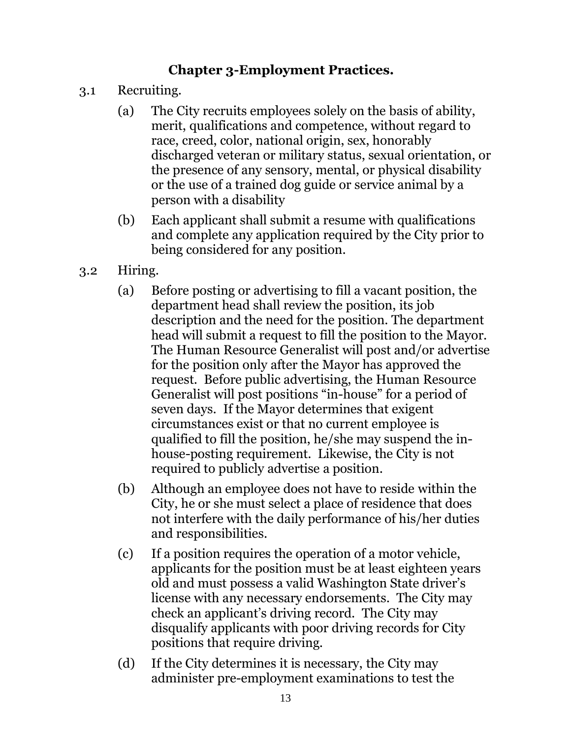## Chapter 3-Employment Practices.

3.1 Recruiting.

(a) The City recruits employees solely on the basis of ability, merit, qualifications and competence, without regard to race, creed, color, national origin, sex, honorably discharged veteran or military status, sexual orientation, or the presence of any sensory, mental, or physical disability or the use of a trained dog guide or service animal by a person with a disability

(b) Each applicant shall submit a resume with qualifications and complete any application required by the City prior to being considered for any position.

3.2 Hiring.

(a) Before posting or advertising to fill a vacant position, the department head shall review the position, its job description and the need for the position. The department head will submit a request to fill the position to the Mayor. The Human Resource Generalist will post and/or advertise for the position only after the Mayor has approved the request. Before public advertising, the Human Resource Generalist will post positions "in-house" for a period of seven days. If the Mayor determines that exigent circumstances exist or that no current employee is qualified to fill the position, he/she may suspend the in-house-posting requirement. Likewise, the City is not required to publicly advertise a position.

(b) Although an employee does not have to reside within the City, he or she must select a place of residence that does not interfere with the daily performance of his/her duties and responsibilities.

(c) If a position requires the operation of a motor vehicle, applicants for the position must be at least eighteen years old and must possess a valid Washington State driver's license with any necessary endorsements. The City may check an applicant's driving record. The City may disqualify applicants with poor driving records for City positions that require driving.

(d) If the City determines it is necessary, the City may administer pre-employment examinations to test the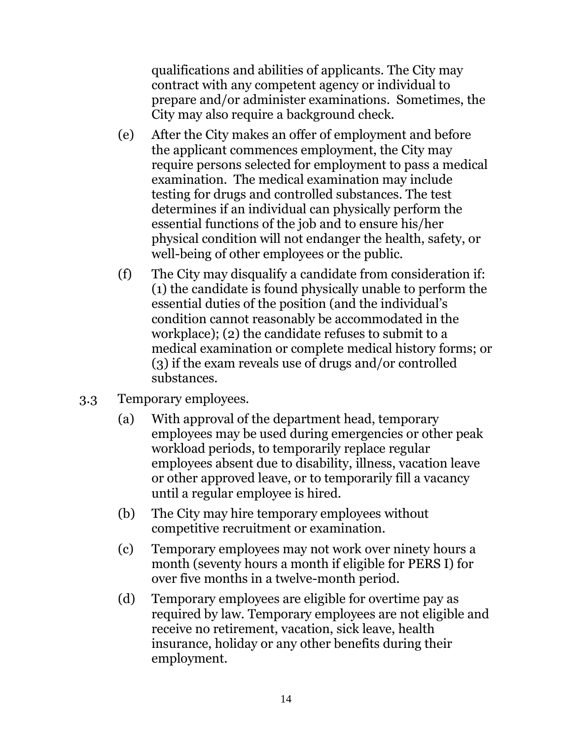qualifications and abilities of applicants. The City may contract with any competent agency or individual to prepare and/or administer examinations. Sometimes, the City may also require a background check.

(e) After the City makes an offer of employment and before the applicant commences employment, the City may require persons selected for employment to pass a medical examination. The medical examination may include testing for drugs and controlled substances. The test determines if an individual can physically perform the essential functions of the job and to ensure his/her physical condition will not endanger the health, safety, or well-being of other employees or the public.

(f) The City may disqualify a candidate from consideration if: (1) the candidate is found physically unable to perform the essential duties of the position (and the individual's condition cannot reasonably be accommodated in the workplace); (2) the candidate refuses to submit to a medical examination or complete medical history forms; or (3) if the exam reveals use of drugs and/or controlled substances.

3.3 Temporary employees.

(a) With approval of the department head, temporary employees may be used during emergencies or other peak workload periods, to temporarily replace regular employees absent due to disability, illness, vacation leave or other approved leave, or to temporarily fill a vacancy until a regular employee is hired.

(b) The City may hire temporary employees without competitive recruitment or examination.

(c) Temporary employees may not work over ninety hours a month (seventy hours a month if eligible for PERS I) for over five months in a twelve-month period.

(d) Temporary employees are eligible for overtime pay as required by law. Temporary employees are not eligible and receive no retirement, vacation, sick leave, health insurance, holiday or any other benefits during their employment.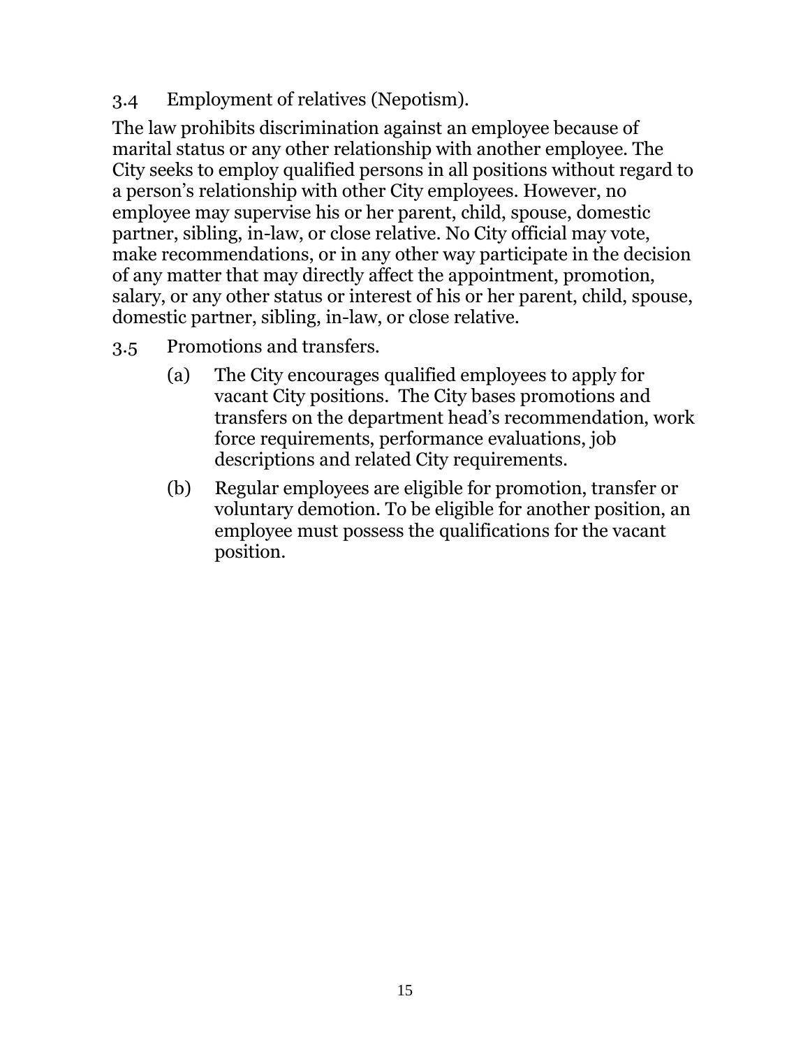### 3.4 Employment of relatives (Nepotism).

The law prohibits discrimination against an employee because of marital status or any other relationship with another employee. The City seeks to employ qualified persons in all positions without regard to a person's relationship with other City employees. However, no employee may supervise his or her parent, child, spouse, domestic partner, sibling, in-law, or close relative. No City official may vote, make recommendations, or in any other way participate in the decision of any matter that may directly affect the appointment, promotion, salary, or any other status or interest of his or her parent, child, spouse, domestic partner, sibling, in-law, or close relative.

### 3.5 Promotions and transfers.

(a) The City encourages qualified employees to apply for vacant City positions. The City bases promotions and transfers on the department head's recommendation, work force requirements, performance evaluations, job descriptions and related City requirements.

(b) Regular employees are eligible for promotion, transfer or voluntary demotion. To be eligible for another position, an employee must possess the qualifications for the vacant position.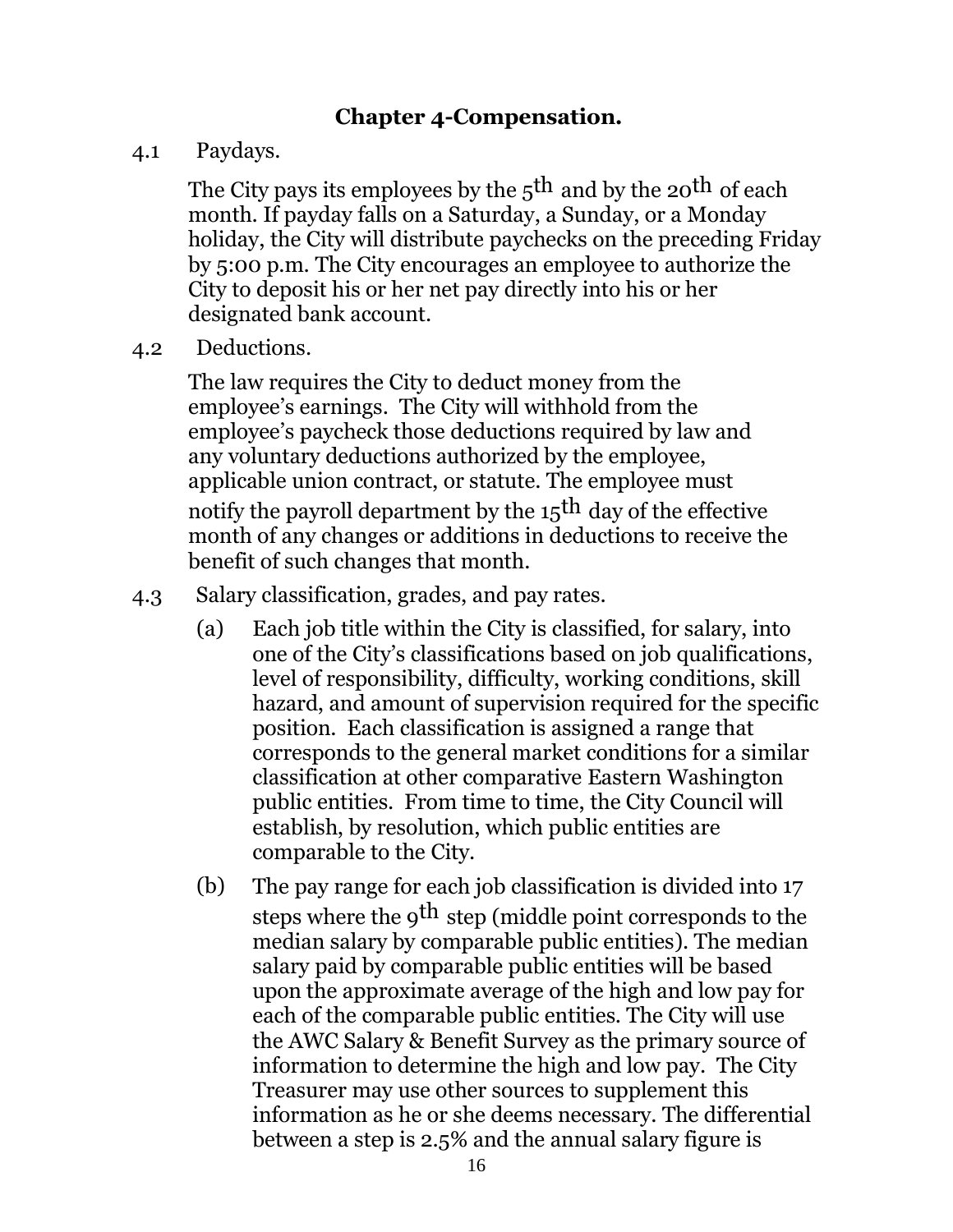## Chapter 4-Compensation.

4.1 Paydays.

The City pays its employees by the 5th and by the 20th of each month. If payday falls on a Saturday, a Sunday, or a Monday holiday, the City will distribute paychecks on the preceding Friday by 5:00 p.m. The City encourages an employee to authorize the City to deposit his or her net pay directly into his or her designated bank account.

4.2 Deductions.

The law requires the City to deduct money from the employee's earnings. The City will withhold from the employee's paycheck those deductions required by law and any voluntary deductions authorized by the employee, applicable union contract, or statute. The employee must notify the payroll department by the 15th day of the effective month of any changes or additions in deductions to receive the benefit of such changes that month.

4.3 Salary classification, grades, and pay rates.

(a) Each job title within the City is classified, for salary, into one of the City's classifications based on job qualifications, level of responsibility, difficulty, working conditions, skill hazard, and amount of supervision required for the specific position. Each classification is assigned a range that corresponds to the general market conditions for a similar classification at other comparative Eastern Washington public entities. From time to time, the City Council will establish, by resolution, which public entities are comparable to the City.

(b) The pay range for each job classification is divided into 17 steps where the 9th step (middle point corresponds to the median salary by comparable public entities). The median salary paid by comparable public entities will be based upon the approximate average of the high and low pay for each of the comparable public entities. The City will use the AWC Salary & Benefit Survey as the primary source of information to determine the high and low pay. The City Treasurer may use other sources to supplement this information as he or she deems necessary. The differential between a step is 2.5% and the annual salary figure is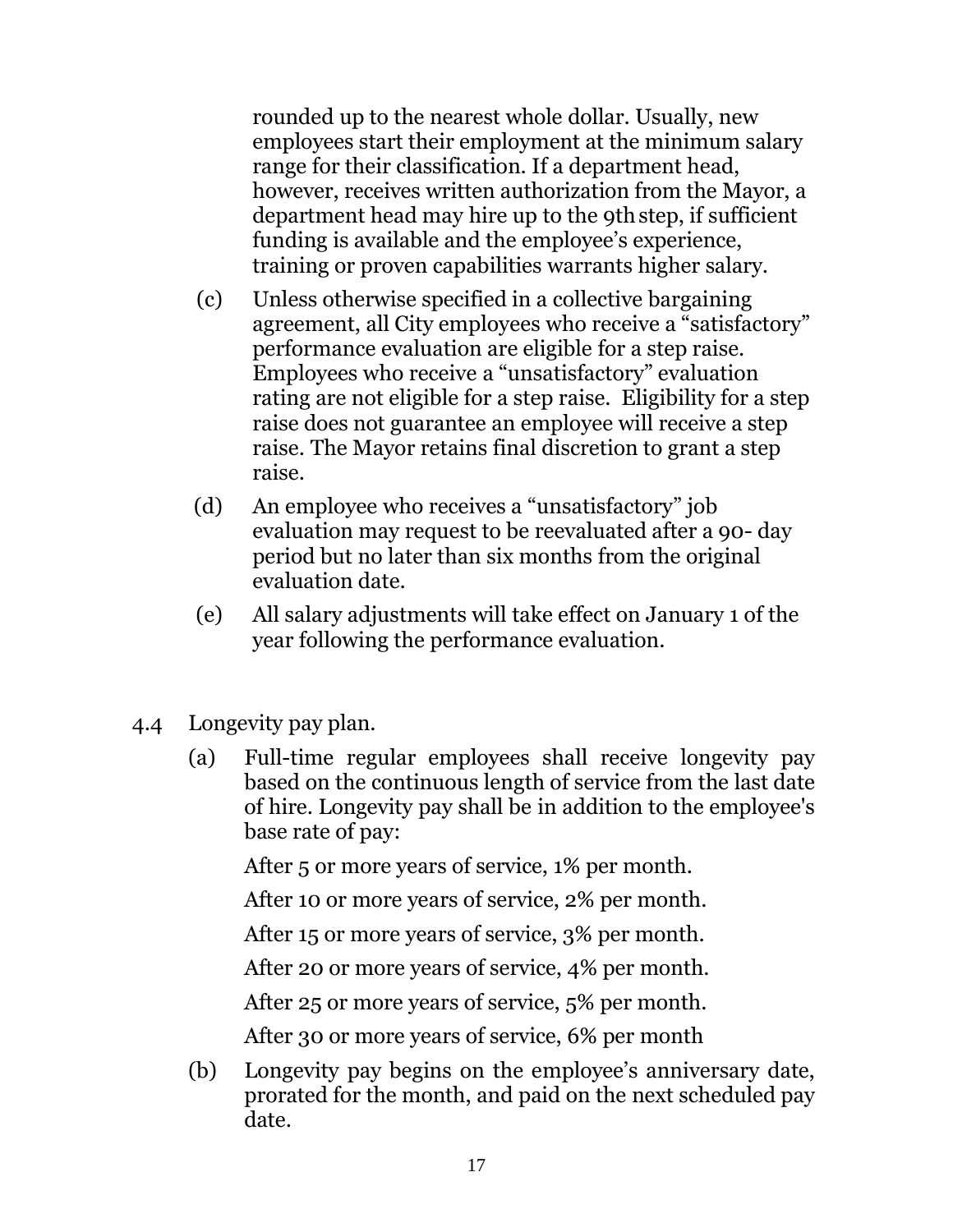rounded up to the nearest whole dollar. Usually, new employees start their employment at the minimum salary range for their classification. If a department head, however, receives written authorization from the Mayor, a department head may hire up to the 9th step, if sufficient funding is available and the employee's experience, training or proven capabilities warrants higher salary.

(c) Unless otherwise specified in a collective bargaining agreement, all City employees who receive a "satisfactory" performance evaluation are eligible for a step raise. Employees who receive a "unsatisfactory" evaluation rating are not eligible for a step raise. Eligibility for a step raise does not guarantee an employee will receive a step raise. The Mayor retains final discretion to grant a step raise.

(d) An employee who receives a "unsatisfactory" job evaluation may request to be reevaluated after a 90- day period but no later than six months from the original evaluation date.

(e) All salary adjustments will take effect on January 1 of the year following the performance evaluation.

4.4 Longevity pay plan.

(a) Full-time regular employees shall receive longevity pay based on the continuous length of service from the last date of hire. Longevity pay shall be in addition to the employee's base rate of pay:

After 5 or more years of service, 1% per month.

After 10 or more years of service, 2% per month.

After 15 or more years of service, 3% per month.

After 20 or more years of service, 4% per month.

After 25 or more years of service, 5% per month.

After 30 or more years of service, 6% per month

(b) Longevity pay begins on the employee's anniversary date, prorated for the month, and paid on the next scheduled pay date.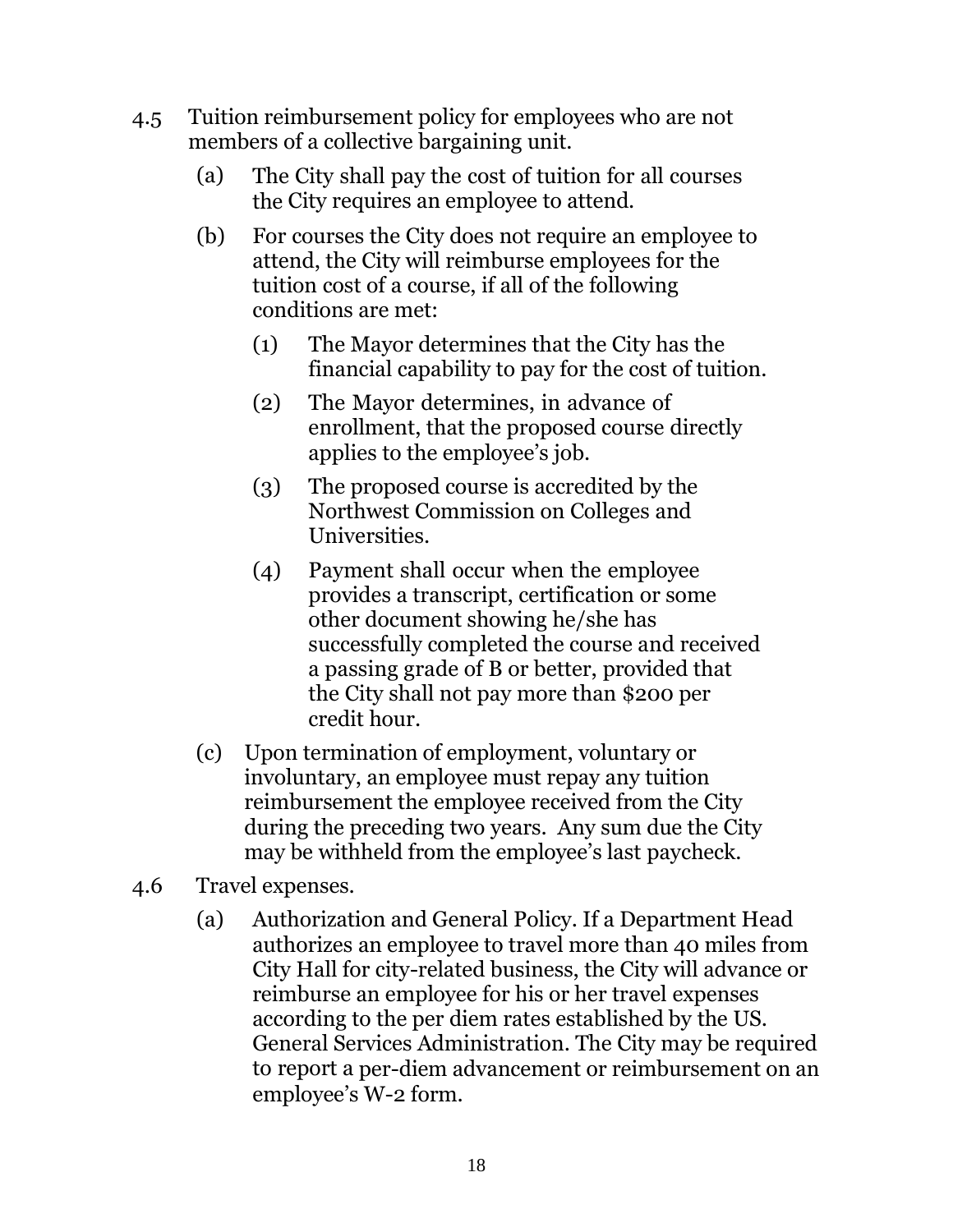4.5 Tuition reimbursement policy for employees who are not members of a collective bargaining unit.

(a) The City shall pay the cost of tuition for all courses the City requires an employee to attend.

(b) For courses the City does not require an employee to attend, the City will reimburse employees for the tuition cost of a course, if all of the following conditions are met:

(1) The Mayor determines that the City has the financial capability to pay for the cost of tuition.

(2) The Mayor determines, in advance of enrollment, that the proposed course directly applies to the employee's job.

(3) The proposed course is accredited by the Northwest Commission on Colleges and Universities.

(4) Payment shall occur when the employee provides a transcript, certification or some other document showing he/she has successfully completed the course and received a passing grade of B or better, provided that the City shall not pay more than $200 per credit hour.

(c) Upon termination of employment, voluntary or involuntary, an employee must repay any tuition reimbursement the employee received from the City during the preceding two years. Any sum due the City may be withheld from the employee's last paycheck.

4.6 Travel expenses.

(a) Authorization and General Policy. If a Department Head authorizes an employee to travel more than 40 miles from City Hall for city-related business, the City will advance or reimburse an employee for his or her travel expenses according to the per diem rates established by the US. General Services Administration. The City may be required to report a per-diem advancement or reimbursement on an employee's W-2 form.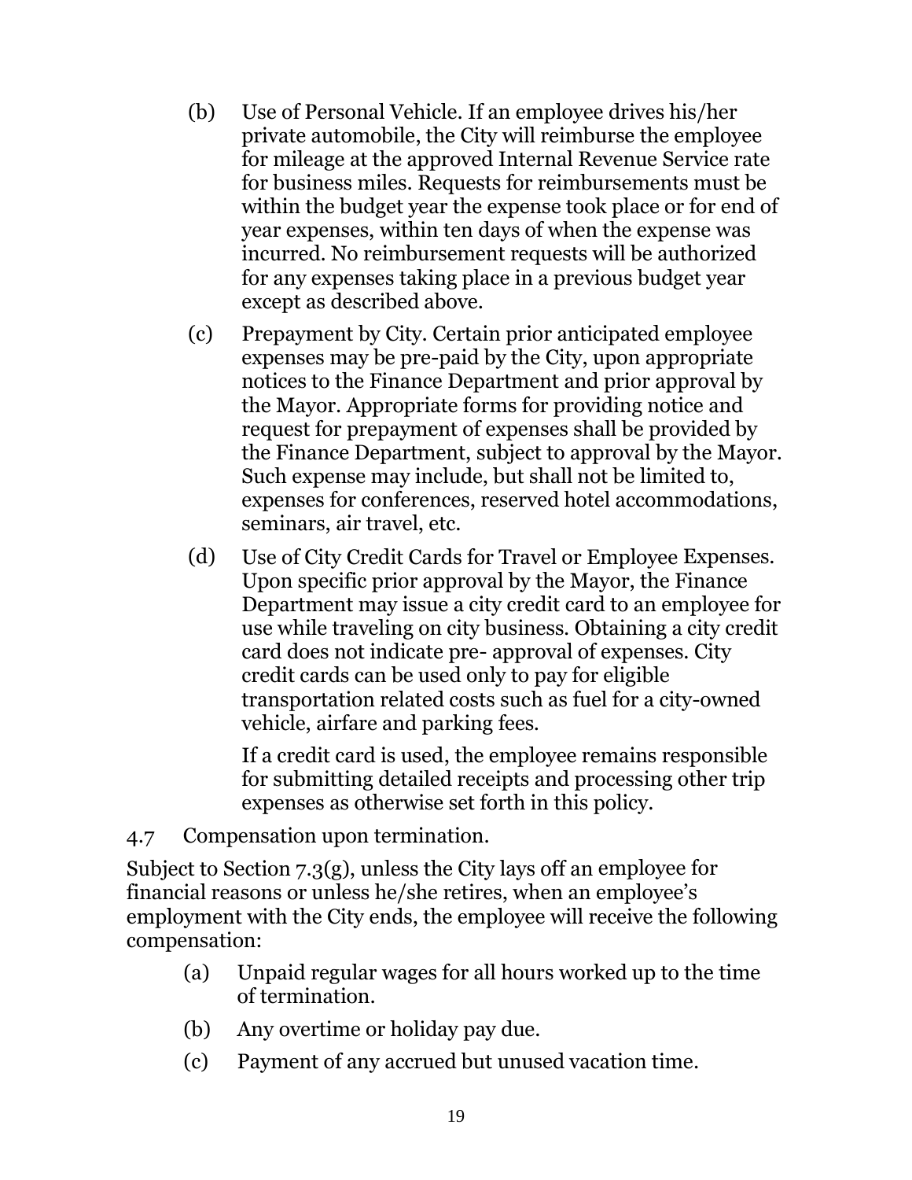(b) Use of Personal Vehicle. If an employee drives his/her private automobile, the City will reimburse the employee for mileage at the approved Internal Revenue Service rate for business miles. Requests for reimbursements must be within the budget year the expense took place or for end of year expenses, within ten days of when the expense was incurred. No reimbursement requests will be authorized for any expenses taking place in a previous budget year except as described above.

(c) Prepayment by City. Certain prior anticipated employee expenses may be pre-paid by the City, upon appropriate notices to the Finance Department and prior approval by the Mayor. Appropriate forms for providing notice and request for prepayment of expenses shall be provided by the Finance Department, subject to approval by the Mayor. Such expense may include, but shall not be limited to, expenses for conferences, reserved hotel accommodations, seminars, air travel, etc.

(d) Use of City Credit Cards for Travel or Employee Expenses. Upon specific prior approval by the Mayor, the Finance Department may issue a city credit card to an employee for use while traveling on city business. Obtaining a city credit card does not indicate pre- approval of expenses. City credit cards can be used only to pay for eligible transportation related costs such as fuel for a city-owned vehicle, airfare and parking fees.

If a credit card is used, the employee remains responsible for submitting detailed receipts and processing other trip expenses as otherwise set forth in this policy.

4.7 Compensation upon termination.

Subject to Section 7.3(g), unless the City lays off an employee for financial reasons or unless he/she retires, when an employee's employment with the City ends, the employee will receive the following compensation:

(a) Unpaid regular wages for all hours worked up to the time of termination.

(b) Any overtime or holiday pay due.

(c) Payment of any accrued but unused vacation time.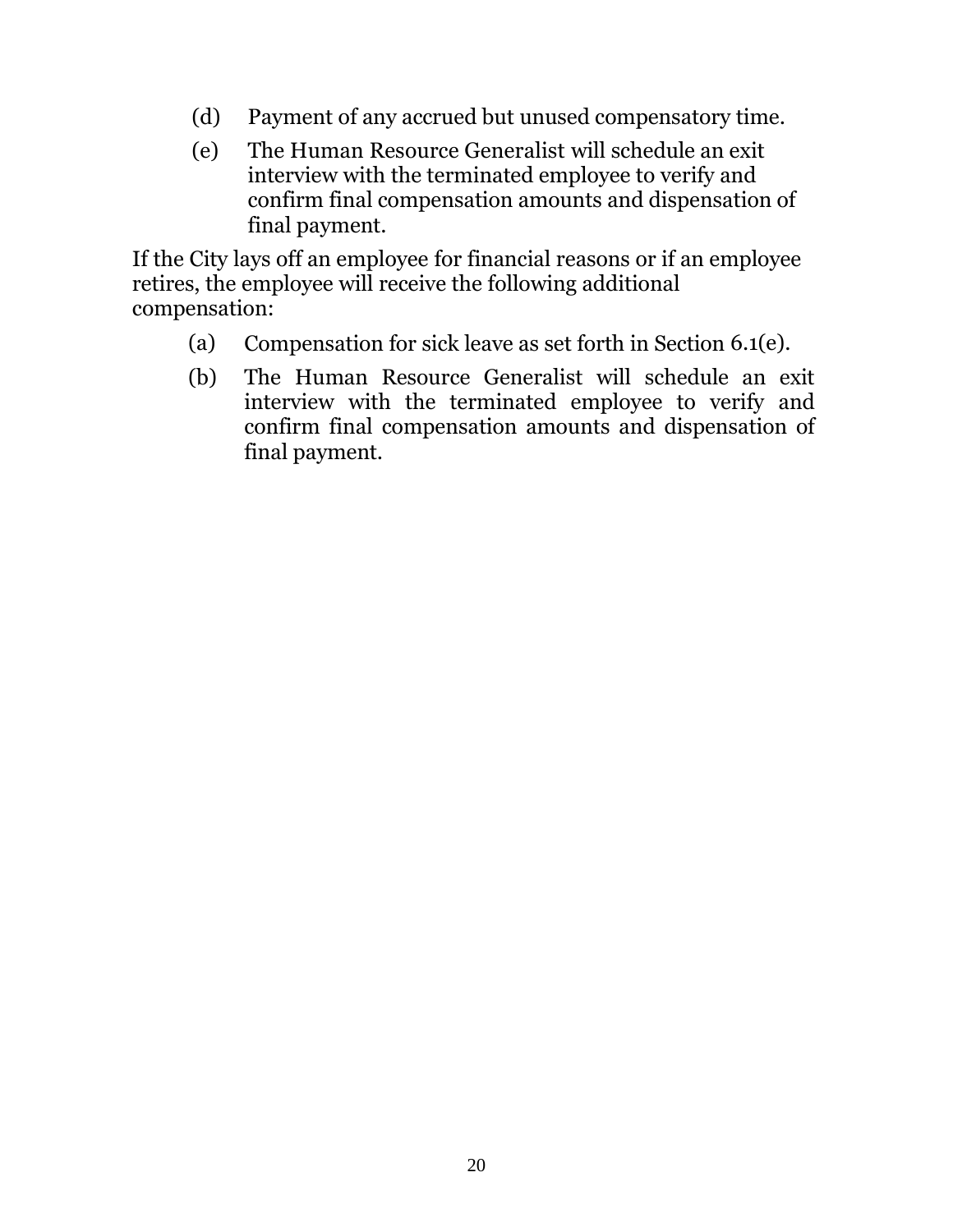(d) Payment of any accrued but unused compensatory time.

(e) The Human Resource Generalist will schedule an exit interview with the terminated employee to verify and confirm final compensation amounts and dispensation of final payment.

If the City lays off an employee for financial reasons or if an employee retires, the employee will receive the following additional compensation:

(a) Compensation for sick leave as set forth in Section 6.1(e).

(b) The Human Resource Generalist will schedule an exit interview with the terminated employee to verify and confirm final compensation amounts and dispensation of final payment.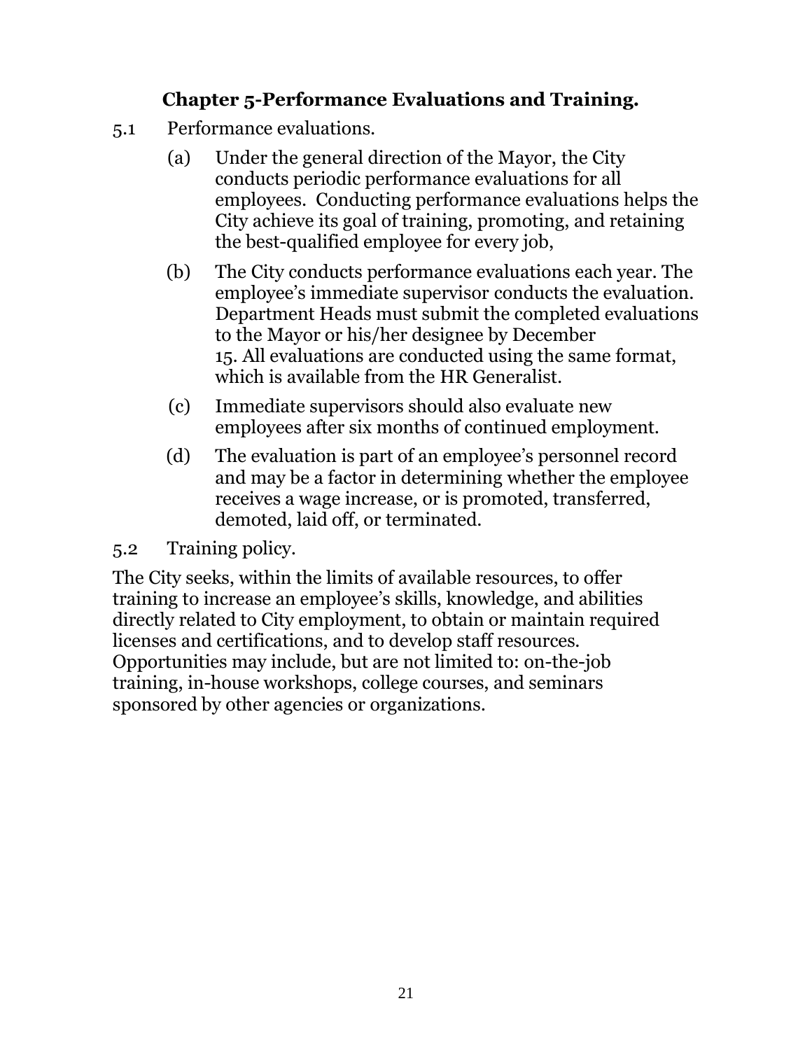## Chapter 5-Performance Evaluations and Training.

5.1 Performance evaluations.

(a) Under the general direction of the Mayor, the City conducts periodic performance evaluations for all employees. Conducting performance evaluations helps the City achieve its goal of training, promoting, and retaining the best-qualified employee for every job,

(b) The City conducts performance evaluations each year. The employee's immediate supervisor conducts the evaluation. Department Heads must submit the completed evaluations to the Mayor or his/her designee by December 15. All evaluations are conducted using the same format, which is available from the HR Generalist.

(c) Immediate supervisors should also evaluate new employees after six months of continued employment.

(d) The evaluation is part of an employee's personnel record and may be a factor in determining whether the employee receives a wage increase, or is promoted, transferred, demoted, laid off, or terminated.

5.2 Training policy.

The City seeks, within the limits of available resources, to offer training to increase an employee's skills, knowledge, and abilities directly related to City employment, to obtain or maintain required licenses and certifications, and to develop staff resources. Opportunities may include, but are not limited to: on-the-job training, in-house workshops, college courses, and seminars sponsored by other agencies or organizations.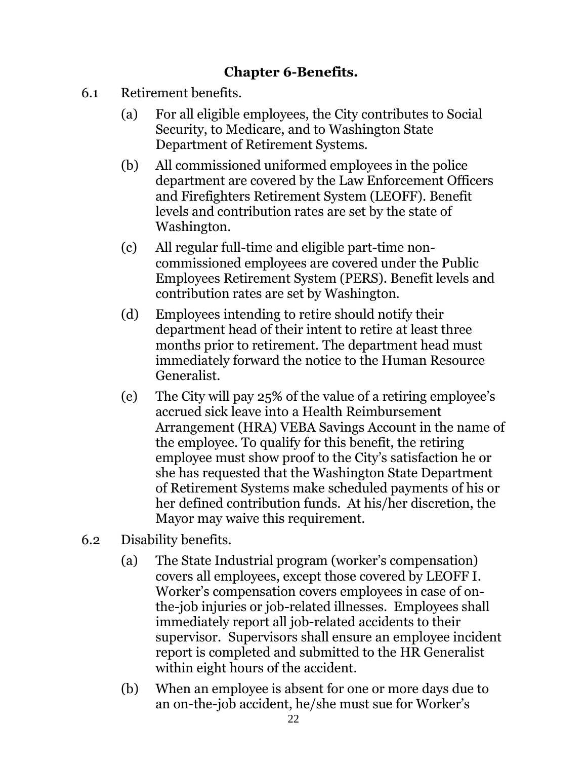## Chapter 6-Benefits.

6.1 Retirement benefits.

(a) For all eligible employees, the City contributes to Social Security, to Medicare, and to Washington State Department of Retirement Systems.

(b) All commissioned uniformed employees in the police department are covered by the Law Enforcement Officers and Firefighters Retirement System (LEOFF). Benefit levels and contribution rates are set by the state of Washington.

(c) All regular full-time and eligible part-time non-commissioned employees are covered under the Public Employees Retirement System (PERS). Benefit levels and contribution rates are set by Washington.

(d) Employees intending to retire should notify their department head of their intent to retire at least three months prior to retirement. The department head must immediately forward the notice to the Human Resource Generalist.

(e) The City will pay 25% of the value of a retiring employee's accrued sick leave into a Health Reimbursement Arrangement (HRA) VEBA Savings Account in the name of the employee. To qualify for this benefit, the retiring employee must show proof to the City's satisfaction he or she has requested that the Washington State Department of Retirement Systems make scheduled payments of his or her defined contribution funds. At his/her discretion, the Mayor may waive this requirement.

6.2 Disability benefits.

(a) The State Industrial program (worker's compensation) covers all employees, except those covered by LEOFF I. Worker's compensation covers employees in case of on-the-job injuries or job-related illnesses. Employees shall immediately report all job-related accidents to their supervisor. Supervisors shall ensure an employee incident report is completed and submitted to the HR Generalist within eight hours of the accident.

(b) When an employee is absent for one or more days due to an on-the-job accident, he/she must sue for Worker's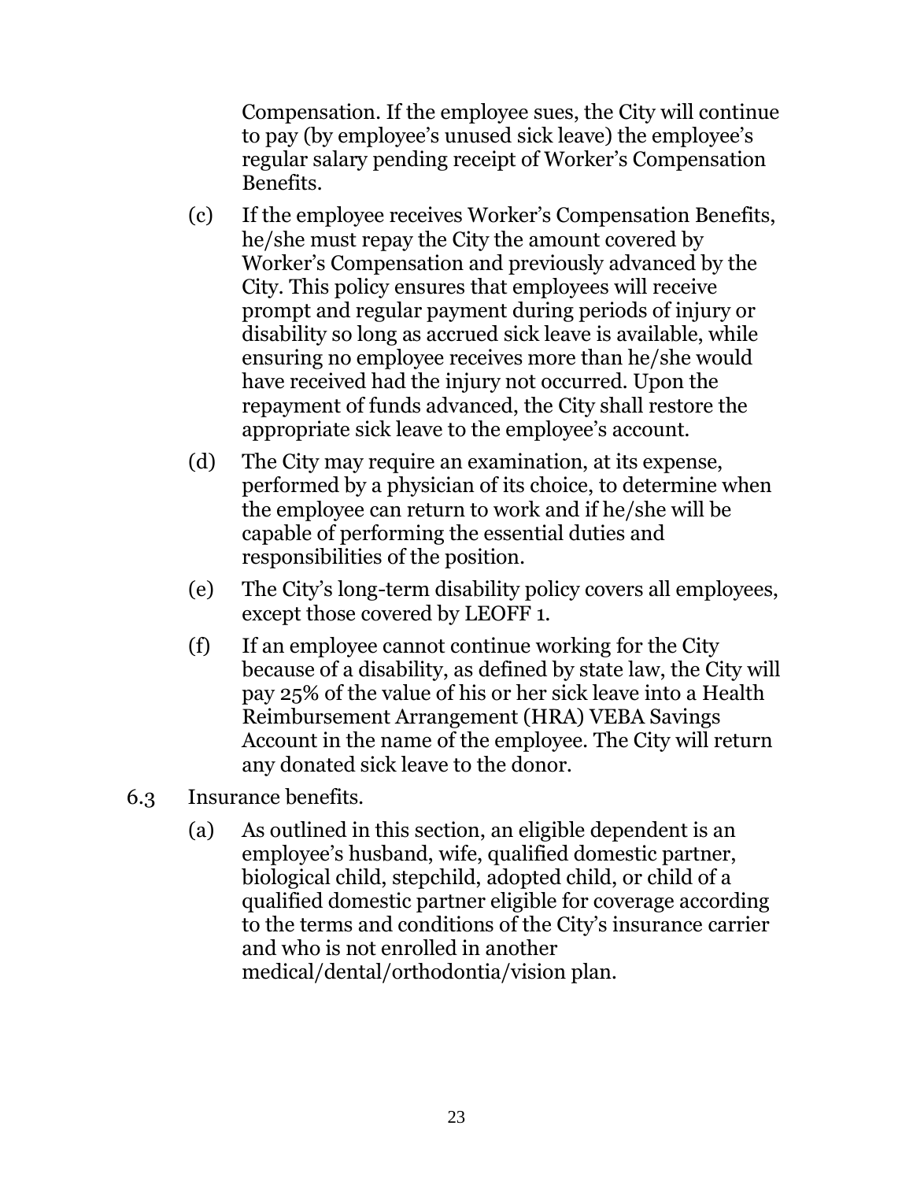Compensation. If the employee sues, the City will continue to pay (by employee's unused sick leave) the employee's regular salary pending receipt of Worker's Compensation Benefits.

(c) If the employee receives Worker's Compensation Benefits, he/she must repay the City the amount covered by Worker's Compensation and previously advanced by the City. This policy ensures that employees will receive prompt and regular payment during periods of injury or disability so long as accrued sick leave is available, while ensuring no employee receives more than he/she would have received had the injury not occurred. Upon the repayment of funds advanced, the City shall restore the appropriate sick leave to the employee's account.

(d) The City may require an examination, at its expense, performed by a physician of its choice, to determine when the employee can return to work and if he/she will be capable of performing the essential duties and responsibilities of the position.

(e) The City's long-term disability policy covers all employees, except those covered by LEOFF 1.

(f) If an employee cannot continue working for the City because of a disability, as defined by state law, the City will pay 25% of the value of his or her sick leave into a Health Reimbursement Arrangement (HRA) VEBA Savings Account in the name of the employee. The City will return any donated sick leave to the donor.

6.3 Insurance benefits.

(a) As outlined in this section, an eligible dependent is an employee's husband, wife, qualified domestic partner, biological child, stepchild, adopted child, or child of a qualified domestic partner eligible for coverage according to the terms and conditions of the City's insurance carrier and who is not enrolled in another medical/dental/orthodontia/vision plan.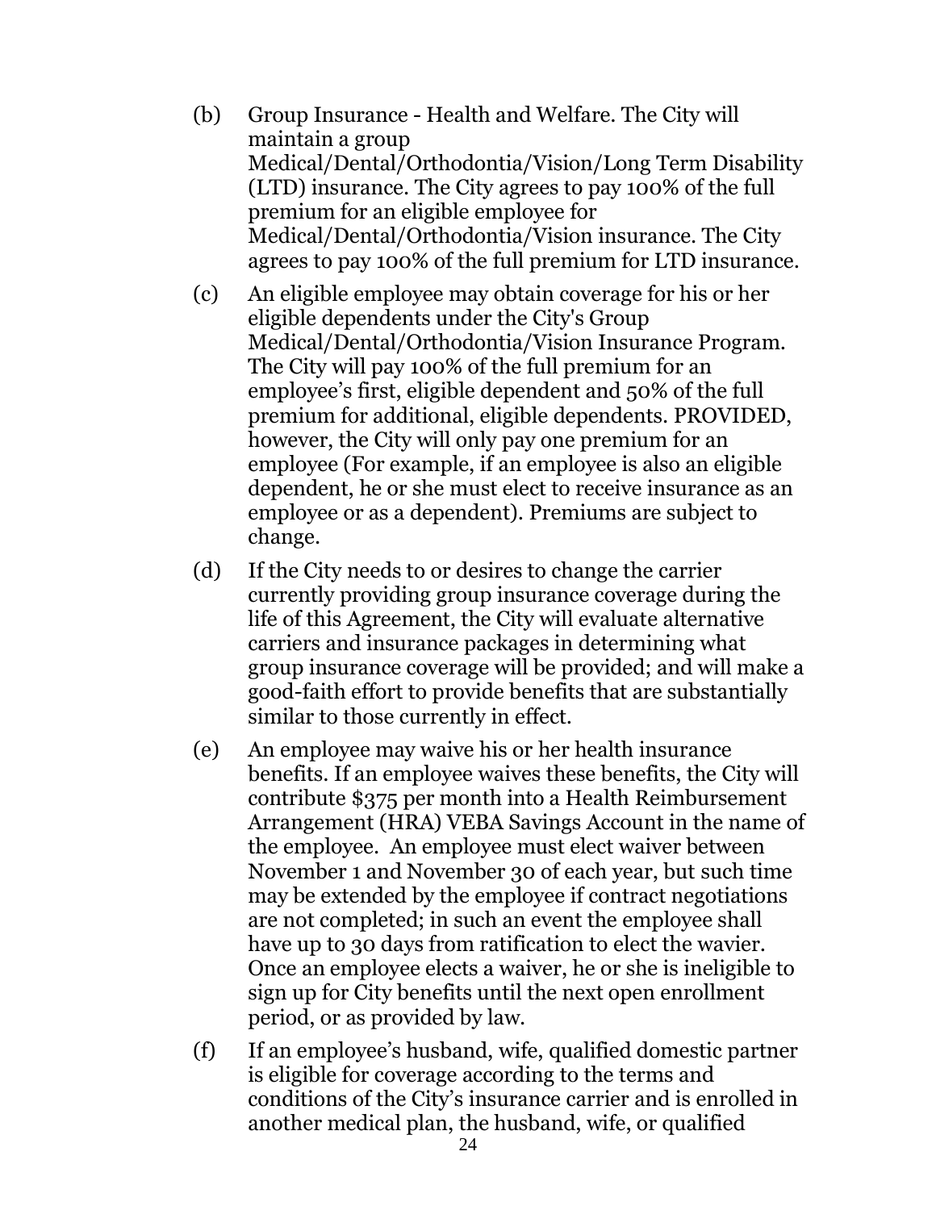(b) Group Insurance - Health and Welfare. The City will maintain a group Medical/Dental/Orthodontia/Vision/Long Term Disability (LTD) insurance. The City agrees to pay 100% of the full premium for an eligible employee for Medical/Dental/Orthodontia/Vision insurance. The City agrees to pay 100% of the full premium for LTD insurance.

(c) An eligible employee may obtain coverage for his or her eligible dependents under the City's Group Medical/Dental/Orthodontia/Vision Insurance Program. The City will pay 100% of the full premium for an employee's first, eligible dependent and 50% of the full premium for additional, eligible dependents. PROVIDED, however, the City will only pay one premium for an employee (For example, if an employee is also an eligible dependent, he or she must elect to receive insurance as an employee or as a dependent). Premiums are subject to change.

(d) If the City needs to or desires to change the carrier currently providing group insurance coverage during the life of this Agreement, the City will evaluate alternative carriers and insurance packages in determining what group insurance coverage will be provided; and will make a good-faith effort to provide benefits that are substantially similar to those currently in effect.

(e) An employee may waive his or her health insurance benefits. If an employee waives these benefits, the City will contribute $375 per month into a Health Reimbursement Arrangement (HRA) VEBA Savings Account in the name of the employee. An employee must elect waiver between November 1 and November 30 of each year, but such time may be extended by the employee if contract negotiations are not completed; in such an event the employee shall have up to 30 days from ratification to elect the wavier. Once an employee elects a waiver, he or she is ineligible to sign up for City benefits until the next open enrollment period, or as provided by law.

(f) If an employee's husband, wife, qualified domestic partner is eligible for coverage according to the terms and conditions of the City's insurance carrier and is enrolled in another medical plan, the husband, wife, or qualified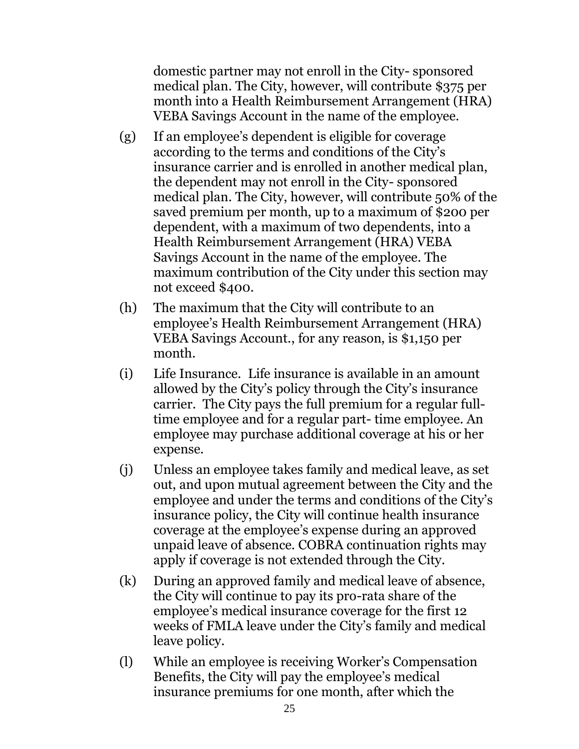domestic partner may not enroll in the City- sponsored medical plan. The City, however, will contribute $375 per month into a Health Reimbursement Arrangement (HRA) VEBA Savings Account in the name of the employee.

(g) If an employee's dependent is eligible for coverage according to the terms and conditions of the City's insurance carrier and is enrolled in another medical plan, the dependent may not enroll in the City- sponsored medical plan. The City, however, will contribute 50% of the saved premium per month, up to a maximum of $200 per dependent, with a maximum of two dependents, into a Health Reimbursement Arrangement (HRA) VEBA Savings Account in the name of the employee. The maximum contribution of the City under this section may not exceed $400.

(h) The maximum that the City will contribute to an employee's Health Reimbursement Arrangement (HRA) VEBA Savings Account., for any reason, is $1,150 per month.

(i) Life Insurance. Life insurance is available in an amount allowed by the City's policy through the City's insurance carrier. The City pays the full premium for a regular full-time employee and for a regular part- time employee. An employee may purchase additional coverage at his or her expense.

(j) Unless an employee takes family and medical leave, as set out, and upon mutual agreement between the City and the employee and under the terms and conditions of the City's insurance policy, the City will continue health insurance coverage at the employee's expense during an approved unpaid leave of absence. COBRA continuation rights may apply if coverage is not extended through the City.

(k) During an approved family and medical leave of absence, the City will continue to pay its pro-rata share of the employee's medical insurance coverage for the first 12 weeks of FMLA leave under the City's family and medical leave policy.

(l) While an employee is receiving Worker's Compensation Benefits, the City will pay the employee's medical insurance premiums for one month, after which the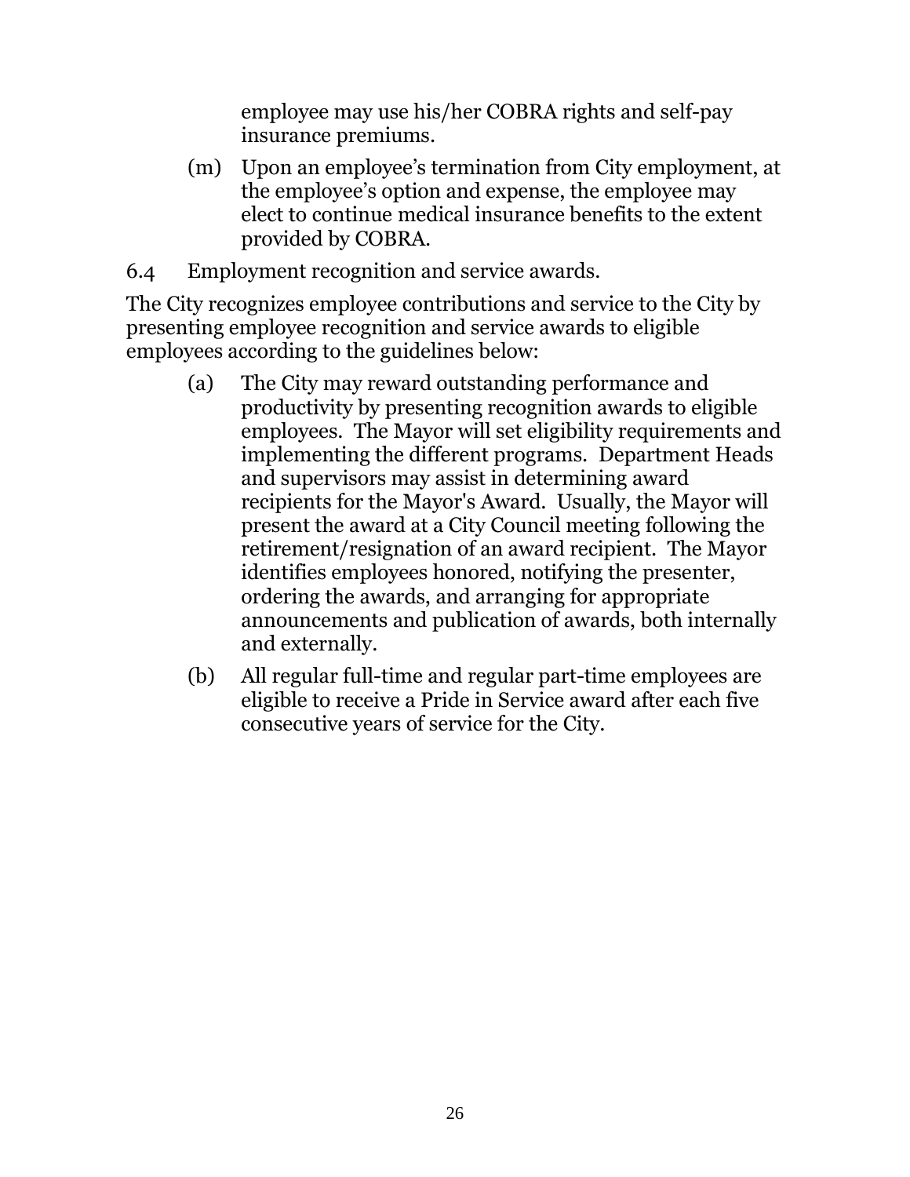employee may use his/her COBRA rights and self-pay insurance premiums.

(m) Upon an employee’s termination from City employment, at the employee’s option and expense, the employee may elect to continue medical insurance benefits to the extent provided by COBRA.

6.4 Employment recognition and service awards.

The City recognizes employee contributions and service to the City by presenting employee recognition and service awards to eligible employees according to the guidelines below:

(a) The City may reward outstanding performance and productivity by presenting recognition awards to eligible employees. The Mayor will set eligibility requirements and implementing the different programs. Department Heads and supervisors may assist in determining award recipients for the Mayor's Award. Usually, the Mayor will present the award at a City Council meeting following the retirement/resignation of an award recipient. The Mayor identifies employees honored, notifying the presenter, ordering the awards, and arranging for appropriate announcements and publication of awards, both internally and externally.

(b) All regular full-time and regular part-time employees are eligible to receive a Pride in Service award after each five consecutive years of service for the City.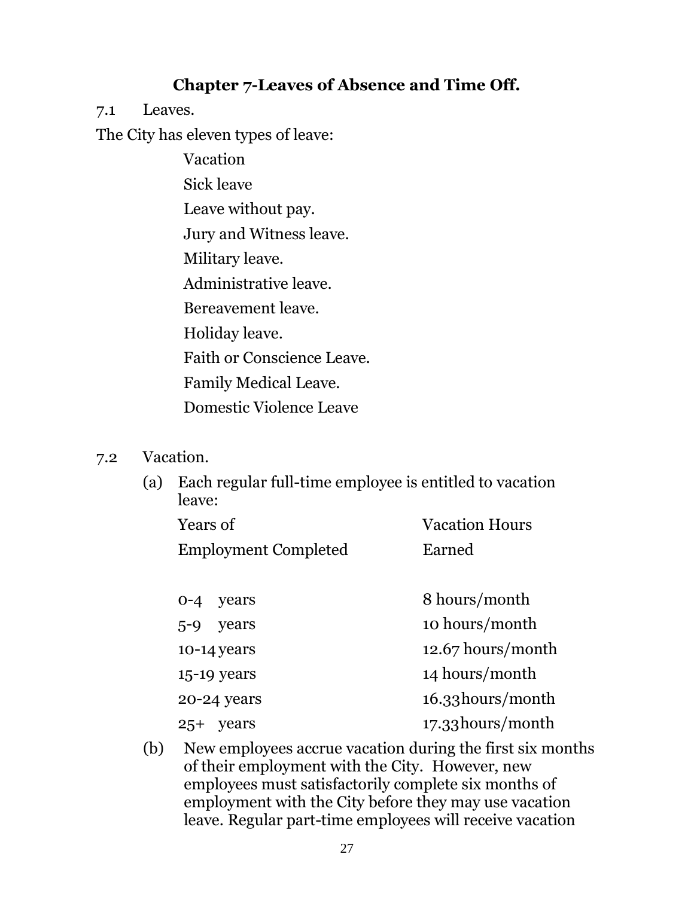## Chapter 7-Leaves of Absence and Time Off.

7.1 Leaves.

The City has eleven types of leave:

- Vacation
- Sick leave
- Leave without pay.
- Jury and Witness leave.
- Military leave.
- Administrative leave.
- Bereavement leave.
- Holiday leave.
- Faith or Conscience Leave.
- Family Medical Leave.
- Domestic Violence Leave

7.2 Vacation.

(a) Each regular full-time employee is entitled to vacation leave:

| Years of Employment Completed | Vacation Hours Earned |
|---|---|
| 0-4 years | 8 hours/month |
| 5-9 years | 10 hours/month |
| 10-14 years | 12.67 hours/month |
| 15-19 years | 14 hours/month |
| 20-24 years | 16.33 hours/month |
| 25+ years | 17.33 hours/month |

(b) New employees accrue vacation during the first six months of their employment with the City. However, new employees must satisfactorily complete six months of employment with the City before they may use vacation leave. Regular part-time employees will receive vacation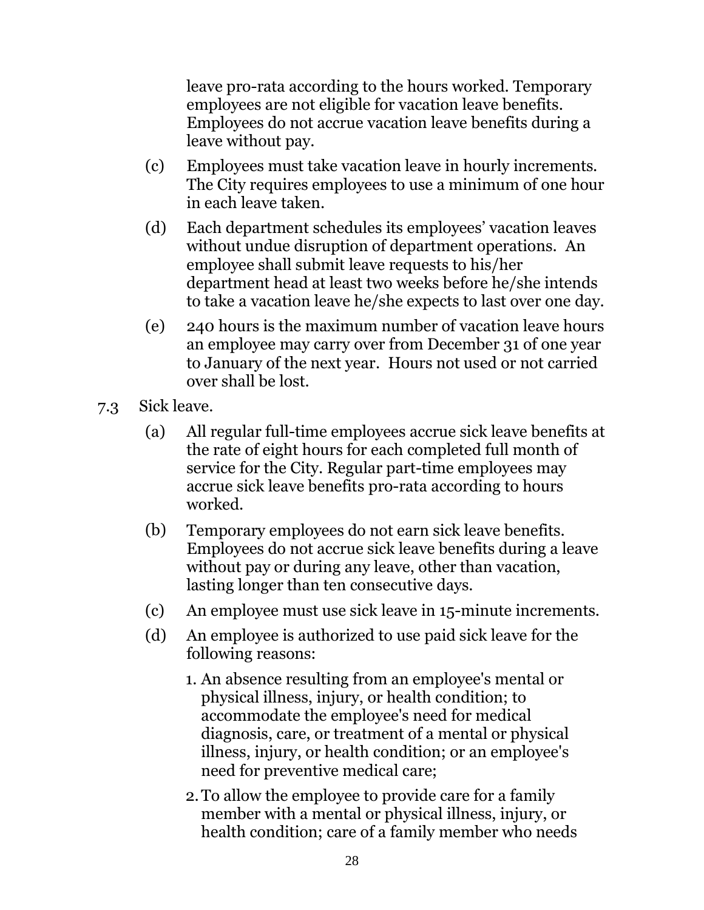leave pro-rata according to the hours worked. Temporary employees are not eligible for vacation leave benefits. Employees do not accrue vacation leave benefits during a leave without pay.

(c) Employees must take vacation leave in hourly increments. The City requires employees to use a minimum of one hour in each leave taken.

(d) Each department schedules its employees' vacation leaves without undue disruption of department operations. An employee shall submit leave requests to his/her department head at least two weeks before he/she intends to take a vacation leave he/she expects to last over one day.

(e) 240 hours is the maximum number of vacation leave hours an employee may carry over from December 31 of one year to January of the next year. Hours not used or not carried over shall be lost.

7.3 Sick leave.

(a) All regular full-time employees accrue sick leave benefits at the rate of eight hours for each completed full month of service for the City. Regular part-time employees may accrue sick leave benefits pro-rata according to hours worked.

(b) Temporary employees do not earn sick leave benefits. Employees do not accrue sick leave benefits during a leave without pay or during any leave, other than vacation, lasting longer than ten consecutive days.

(c) An employee must use sick leave in 15-minute increments.

(d) An employee is authorized to use paid sick leave for the following reasons:

1. An absence resulting from an employee's mental or physical illness, injury, or health condition; to accommodate the employee's need for medical diagnosis, care, or treatment of a mental or physical illness, injury, or health condition; or an employee's need for preventive medical care;

2. To allow the employee to provide care for a family member with a mental or physical illness, injury, or health condition; care of a family member who needs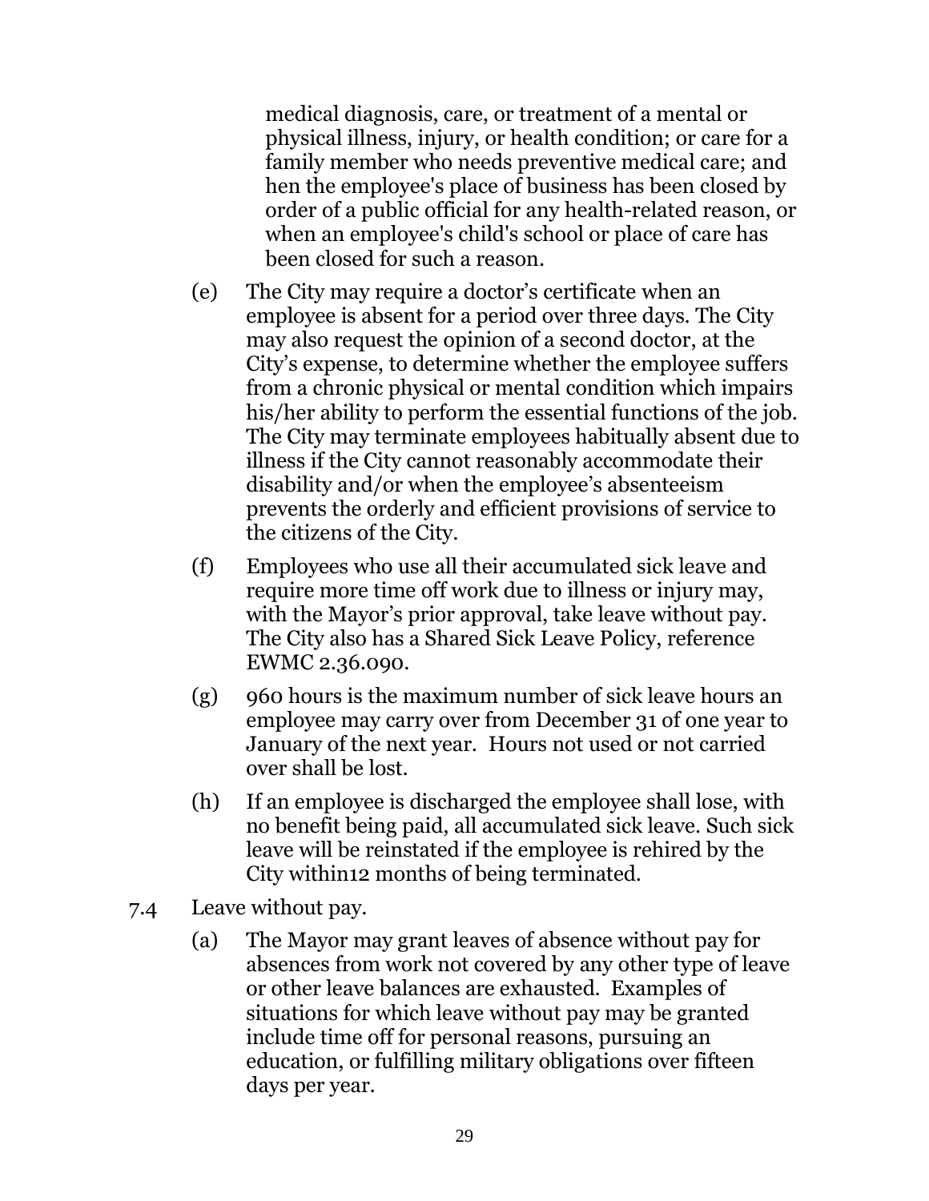medical diagnosis, care, or treatment of a mental or physical illness, injury, or health condition; or care for a family member who needs preventive medical care; and hen the employee's place of business has been closed by order of a public official for any health-related reason, or when an employee's child's school or place of care has been closed for such a reason.

(e) The City may require a doctor's certificate when an employee is absent for a period over three days. The City may also request the opinion of a second doctor, at the City's expense, to determine whether the employee suffers from a chronic physical or mental condition which impairs his/her ability to perform the essential functions of the job. The City may terminate employees habitually absent due to illness if the City cannot reasonably accommodate their disability and/or when the employee's absenteeism prevents the orderly and efficient provisions of service to the citizens of the City.

(f) Employees who use all their accumulated sick leave and require more time off work due to illness or injury may, with the Mayor's prior approval, take leave without pay. The City also has a Shared Sick Leave Policy, reference EWMC 2.36.090.

(g) 960 hours is the maximum number of sick leave hours an employee may carry over from December 31 of one year to January of the next year. Hours not used or not carried over shall be lost.

(h) If an employee is discharged the employee shall lose, with no benefit being paid, all accumulated sick leave. Such sick leave will be reinstated if the employee is rehired by the City within12 months of being terminated.

7.4 Leave without pay.

(a) The Mayor may grant leaves of absence without pay for absences from work not covered by any other type of leave or other leave balances are exhausted. Examples of situations for which leave without pay may be granted include time off for personal reasons, pursuing an education, or fulfilling military obligations over fifteen days per year.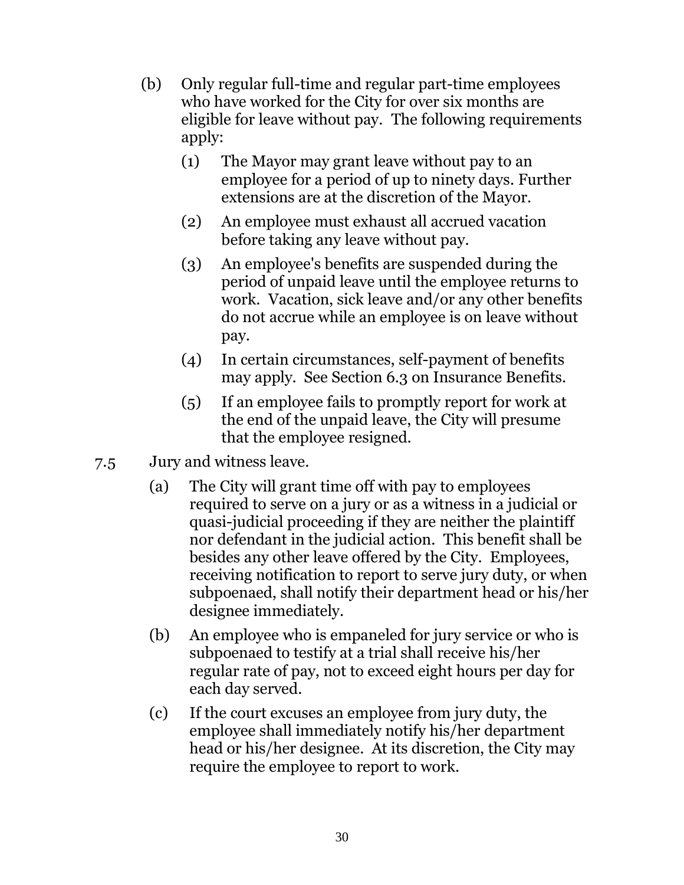(b) Only regular full-time and regular part-time employees who have worked for the City for over six months are eligible for leave without pay. The following requirements apply:

   (1) The Mayor may grant leave without pay to an employee for a period of up to ninety days. Further extensions are at the discretion of the Mayor.

   (2) An employee must exhaust all accrued vacation before taking any leave without pay.

   (3) An employee's benefits are suspended during the period of unpaid leave until the employee returns to work. Vacation, sick leave and/or any other benefits do not accrue while an employee is on leave without pay.

   (4) In certain circumstances, self-payment of benefits may apply. See Section 6.3 on Insurance Benefits.

   (5) If an employee fails to promptly report for work at the end of the unpaid leave, the City will presume that the employee resigned.

7.5 Jury and witness leave.

(a) The City will grant time off with pay to employees required to serve on a jury or as a witness in a judicial or quasi-judicial proceeding if they are neither the plaintiff nor defendant in the judicial action. This benefit shall be besides any other leave offered by the City. Employees, receiving notification to report to serve jury duty, or when subpoenaed, shall notify their department head or his/her designee immediately.

(b) An employee who is empaneled for jury service or who is subpoenaed to testify at a trial shall receive his/her regular rate of pay, not to exceed eight hours per day for each day served.

(c) If the court excuses an employee from jury duty, the employee shall immediately notify his/her department head or his/her designee. At its discretion, the City may require the employee to report to work.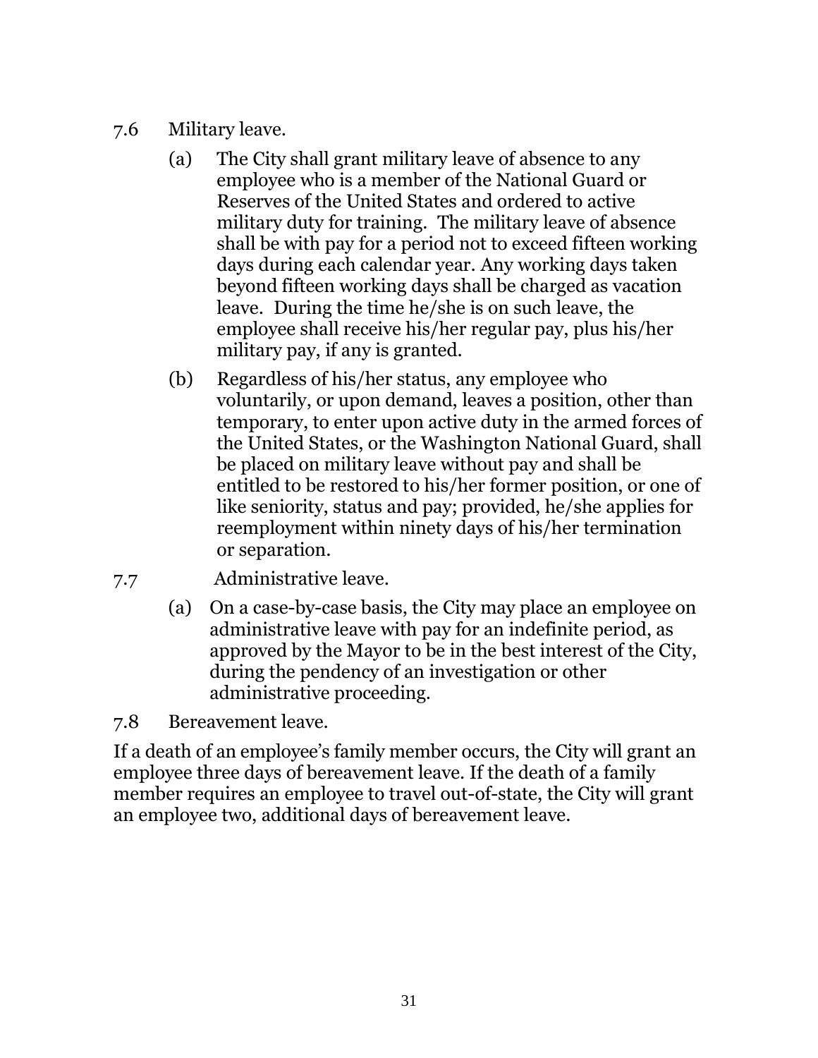7.6 Military leave.

(a) The City shall grant military leave of absence to any employee who is a member of the National Guard or Reserves of the United States and ordered to active military duty for training. The military leave of absence shall be with pay for a period not to exceed fifteen working days during each calendar year. Any working days taken beyond fifteen working days shall be charged as vacation leave. During the time he/she is on such leave, the employee shall receive his/her regular pay, plus his/her military pay, if any is granted.

(b) Regardless of his/her status, any employee who voluntarily, or upon demand, leaves a position, other than temporary, to enter upon active duty in the armed forces of the United States, or the Washington National Guard, shall be placed on military leave without pay and shall be entitled to be restored to his/her former position, or one of like seniority, status and pay; provided, he/she applies for reemployment within ninety days of his/her termination or separation.

7.7 Administrative leave.

(a) On a case-by-case basis, the City may place an employee on administrative leave with pay for an indefinite period, as approved by the Mayor to be in the best interest of the City, during the pendency of an investigation or other administrative proceeding.

7.8 Bereavement leave.

If a death of an employee's family member occurs, the City will grant an employee three days of bereavement leave. If the death of a family member requires an employee to travel out-of-state, the City will grant an employee two, additional days of bereavement leave.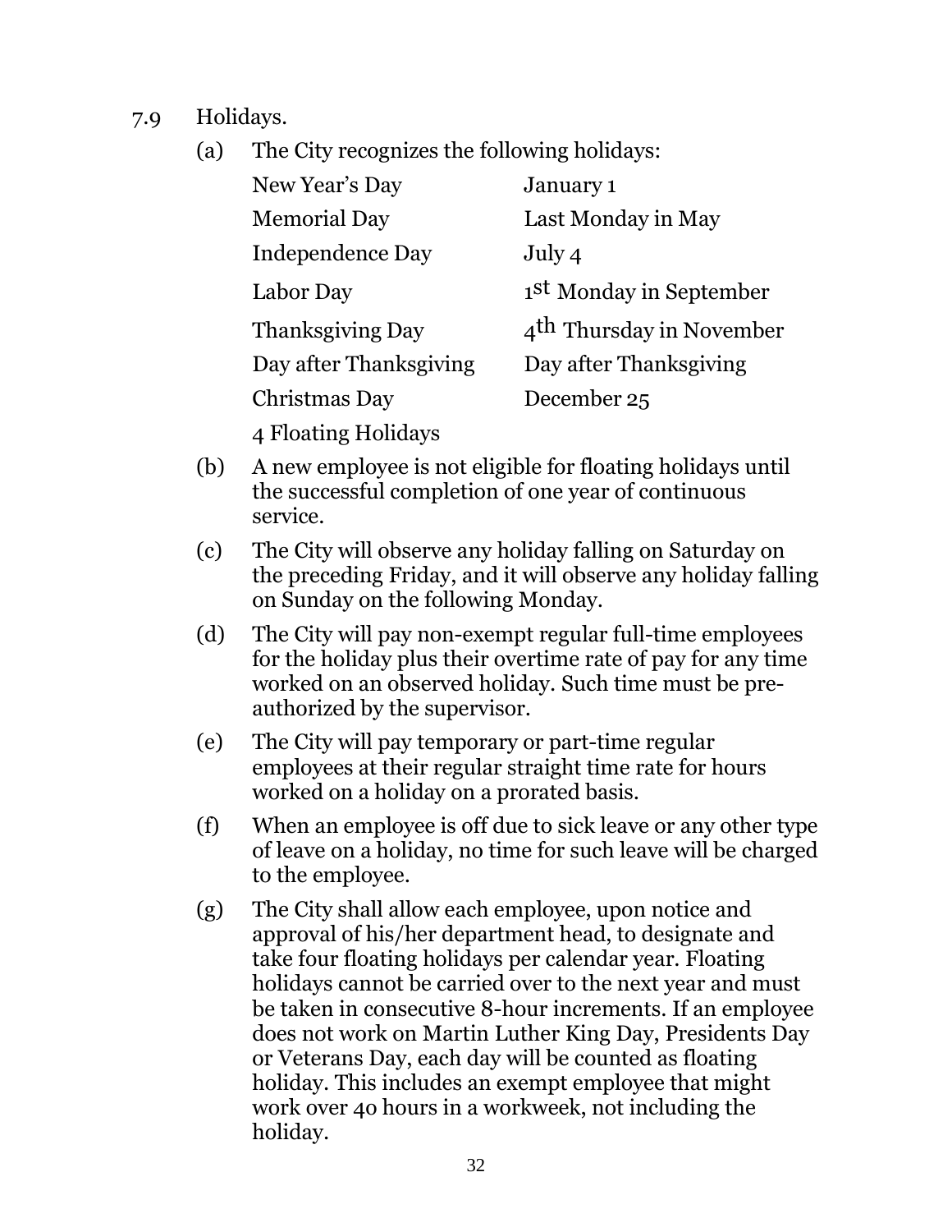7.9 Holidays.

(a) The City recognizes the following holidays:

| | |
|---|---|
| New Year's Day | January 1 |
| Memorial Day | Last Monday in May |
| Independence Day | July 4 |
| Labor Day | 1st Monday in September |
| Thanksgiving Day | 4th Thursday in November |
| Day after Thanksgiving | Day after Thanksgiving |
| Christmas Day | December 25 |
| 4 Floating Holidays | |

(b) A new employee is not eligible for floating holidays until the successful completion of one year of continuous service.

(c) The City will observe any holiday falling on Saturday on the preceding Friday, and it will observe any holiday falling on Sunday on the following Monday.

(d) The City will pay non-exempt regular full-time employees for the holiday plus their overtime rate of pay for any time worked on an observed holiday. Such time must be pre-authorized by the supervisor.

(e) The City will pay temporary or part-time regular employees at their regular straight time rate for hours worked on a holiday on a prorated basis.

(f) When an employee is off due to sick leave or any other type of leave on a holiday, no time for such leave will be charged to the employee.

(g) The City shall allow each employee, upon notice and approval of his/her department head, to designate and take four floating holidays per calendar year. Floating holidays cannot be carried over to the next year and must be taken in consecutive 8-hour increments. If an employee does not work on Martin Luther King Day, Presidents Day or Veterans Day, each day will be counted as floating holiday. This includes an exempt employee that might work over 40 hours in a workweek, not including the holiday.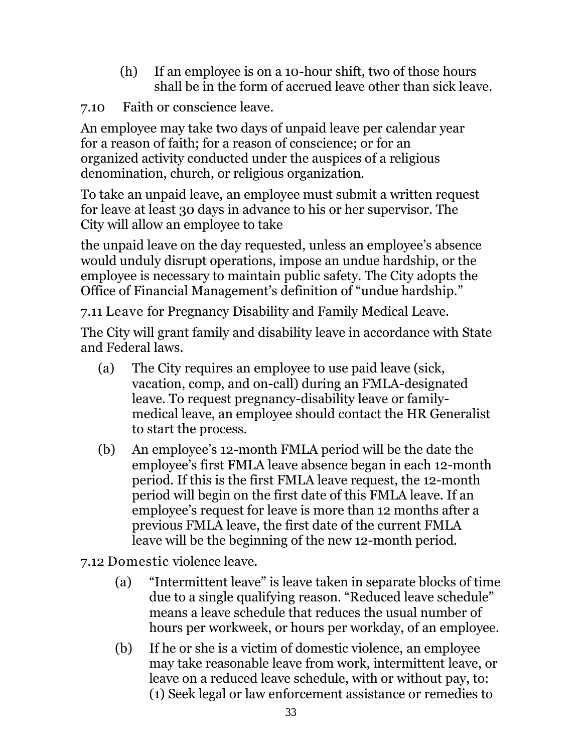(h) If an employee is on a 10-hour shift, two of those hours shall be in the form of accrued leave other than sick leave.

7.10 Faith or conscience leave.

An employee may take two days of unpaid leave per calendar year for a reason of faith; for a reason of conscience; or for an organized activity conducted under the auspices of a religious denomination, church, or religious organization.

To take an unpaid leave, an employee must submit a written request for leave at least 30 days in advance to his or her supervisor. The City will allow an employee to take

the unpaid leave on the day requested, unless an employee's absence would unduly disrupt operations, impose an undue hardship, or the employee is necessary to maintain public safety. The City adopts the Office of Financial Management's definition of "undue hardship."

7.11 Leave for Pregnancy Disability and Family Medical Leave.

The City will grant family and disability leave in accordance with State and Federal laws.

(a) The City requires an employee to use paid leave (sick, vacation, comp, and on-call) during an FMLA-designated leave. To request pregnancy-disability leave or family-medical leave, an employee should contact the HR Generalist to start the process.

(b) An employee's 12-month FMLA period will be the date the employee's first FMLA leave absence began in each 12-month period. If this is the first FMLA leave request, the 12-month period will begin on the first date of this FMLA leave. If an employee's request for leave is more than 12 months after a previous FMLA leave, the first date of the current FMLA leave will be the beginning of the new 12-month period.

7.12 Domestic violence leave.

(a) "Intermittent leave" is leave taken in separate blocks of time due to a single qualifying reason. "Reduced leave schedule" means a leave schedule that reduces the usual number of hours per workweek, or hours per workday, of an employee.

(b) If he or she is a victim of domestic violence, an employee may take reasonable leave from work, intermittent leave, or leave on a reduced leave schedule, with or without pay, to:
(1) Seek legal or law enforcement assistance or remedies to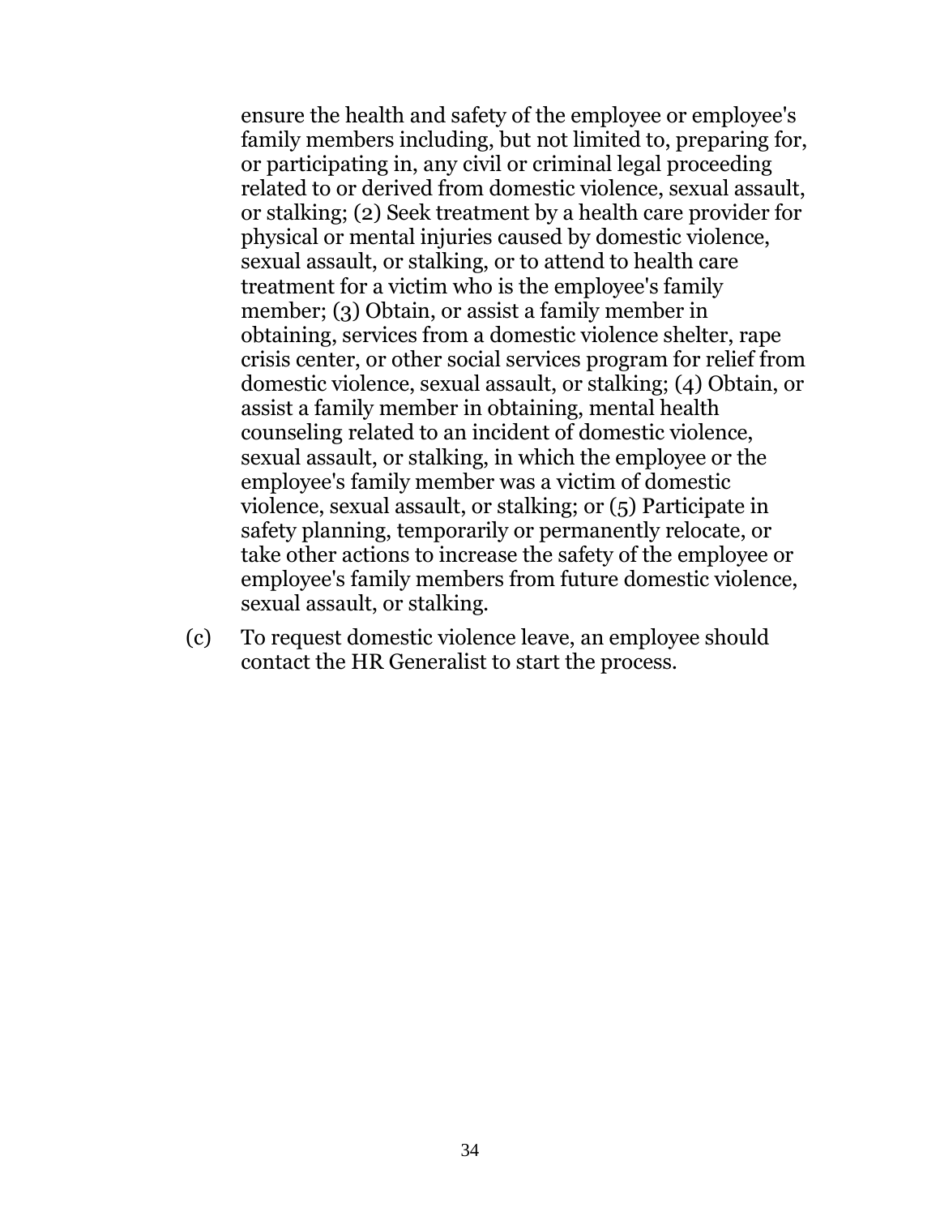ensure the health and safety of the employee or employee's family members including, but not limited to, preparing for, or participating in, any civil or criminal legal proceeding related to or derived from domestic violence, sexual assault, or stalking; (2) Seek treatment by a health care provider for physical or mental injuries caused by domestic violence, sexual assault, or stalking, or to attend to health care treatment for a victim who is the employee's family member; (3) Obtain, or assist a family member in obtaining, services from a domestic violence shelter, rape crisis center, or other social services program for relief from domestic violence, sexual assault, or stalking; (4) Obtain, or assist a family member in obtaining, mental health counseling related to an incident of domestic violence, sexual assault, or stalking, in which the employee or the employee's family member was a victim of domestic violence, sexual assault, or stalking; or (5) Participate in safety planning, temporarily or permanently relocate, or take other actions to increase the safety of the employee or employee's family members from future domestic violence, sexual assault, or stalking.

(c) To request domestic violence leave, an employee should contact the HR Generalist to start the process.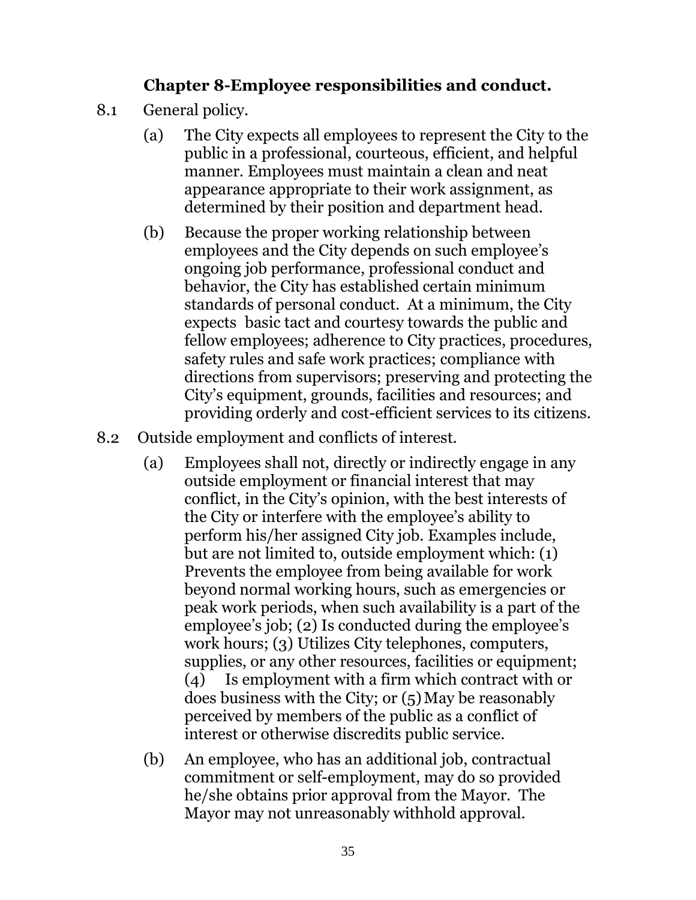## Chapter 8-Employee responsibilities and conduct.

8.1 General policy.

(a) The City expects all employees to represent the City to the public in a professional, courteous, efficient, and helpful manner. Employees must maintain a clean and neat appearance appropriate to their work assignment, as determined by their position and department head.

(b) Because the proper working relationship between employees and the City depends on such employee's ongoing job performance, professional conduct and behavior, the City has established certain minimum standards of personal conduct. At a minimum, the City expects basic tact and courtesy towards the public and fellow employees; adherence to City practices, procedures, safety rules and safe work practices; compliance with directions from supervisors; preserving and protecting the City's equipment, grounds, facilities and resources; and providing orderly and cost-efficient services to its citizens.

8.2 Outside employment and conflicts of interest.

(a) Employees shall not, directly or indirectly engage in any outside employment or financial interest that may conflict, in the City's opinion, with the best interests of the City or interfere with the employee's ability to perform his/her assigned City job. Examples include, but are not limited to, outside employment which: (1) Prevents the employee from being available for work beyond normal working hours, such as emergencies or peak work periods, when such availability is a part of the employee's job; (2) Is conducted during the employee's work hours; (3) Utilizes City telephones, computers, supplies, or any other resources, facilities or equipment; (4) Is employment with a firm which contract with or does business with the City; or (5) May be reasonably perceived by members of the public as a conflict of interest or otherwise discredits public service.

(b) An employee, who has an additional job, contractual commitment or self-employment, may do so provided he/she obtains prior approval from the Mayor. The Mayor may not unreasonably withhold approval.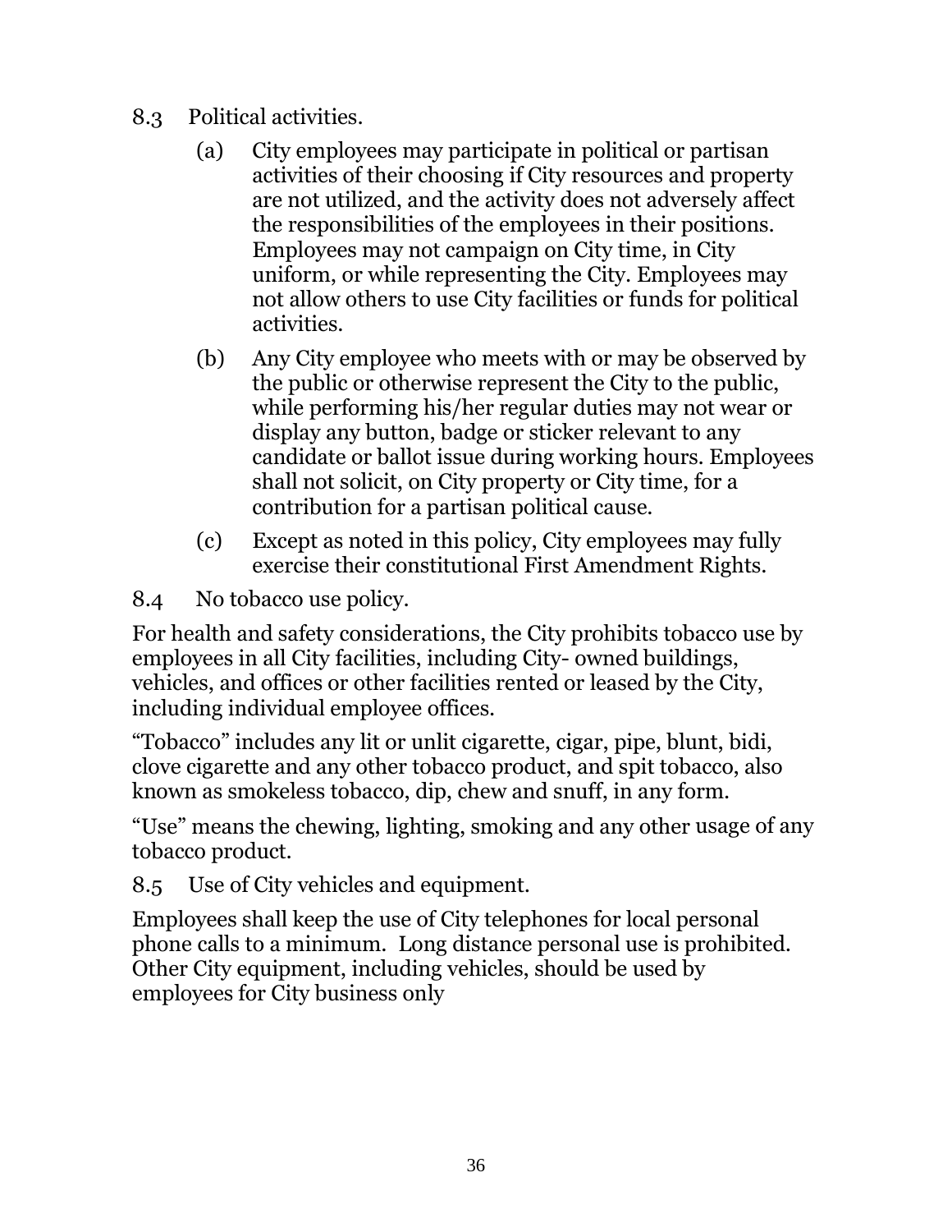8.3 Political activities.

(a) City employees may participate in political or partisan activities of their choosing if City resources and property are not utilized, and the activity does not adversely affect the responsibilities of the employees in their positions. Employees may not campaign on City time, in City uniform, or while representing the City. Employees may not allow others to use City facilities or funds for political activities.

(b) Any City employee who meets with or may be observed by the public or otherwise represent the City to the public, while performing his/her regular duties may not wear or display any button, badge or sticker relevant to any candidate or ballot issue during working hours. Employees shall not solicit, on City property or City time, for a contribution for a partisan political cause.

(c) Except as noted in this policy, City employees may fully exercise their constitutional First Amendment Rights.

8.4 No tobacco use policy.

For health and safety considerations, the City prohibits tobacco use by employees in all City facilities, including City- owned buildings, vehicles, and offices or other facilities rented or leased by the City, including individual employee offices.

“Tobacco” includes any lit or unlit cigarette, cigar, pipe, blunt, bidi, clove cigarette and any other tobacco product, and spit tobacco, also known as smokeless tobacco, dip, chew and snuff, in any form.

“Use” means the chewing, lighting, smoking and any other usage of any tobacco product.

8.5 Use of City vehicles and equipment.

Employees shall keep the use of City telephones for local personal phone calls to a minimum. Long distance personal use is prohibited. Other City equipment, including vehicles, should be used by employees for City business only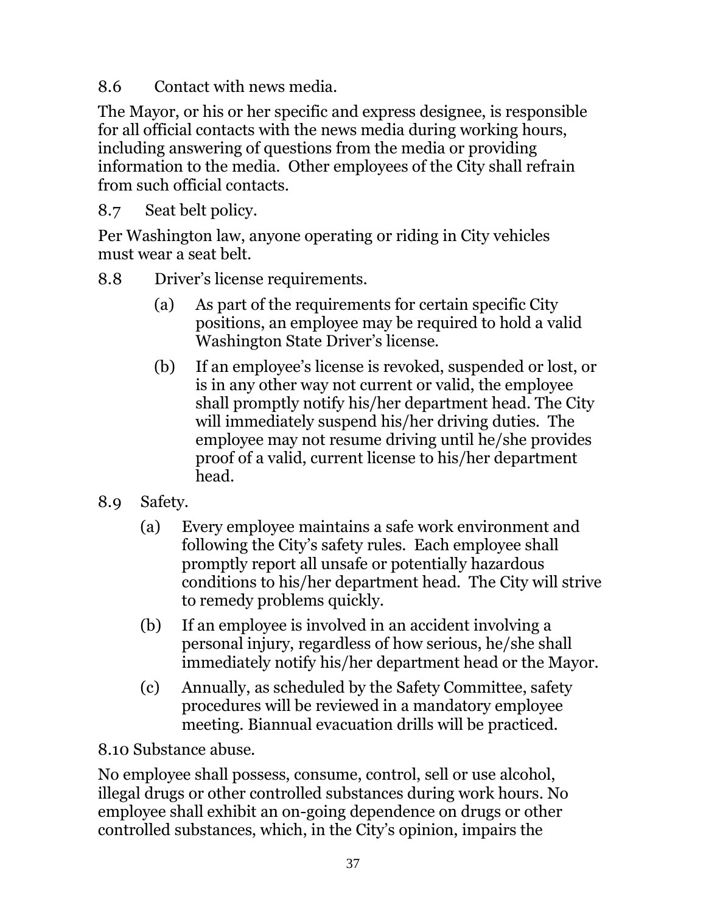8.6 Contact with news media.

The Mayor, or his or her specific and express designee, is responsible for all official contacts with the news media during working hours, including answering of questions from the media or providing information to the media. Other employees of the City shall refrain from such official contacts.

8.7 Seat belt policy.

Per Washington law, anyone operating or riding in City vehicles must wear a seat belt.

8.8 Driver's license requirements.

(a) As part of the requirements for certain specific City positions, an employee may be required to hold a valid Washington State Driver's license.

(b) If an employee's license is revoked, suspended or lost, or is in any other way not current or valid, the employee shall promptly notify his/her department head. The City will immediately suspend his/her driving duties. The employee may not resume driving until he/she provides proof of a valid, current license to his/her department head.

8.9 Safety.

(a) Every employee maintains a safe work environment and following the City's safety rules. Each employee shall promptly report all unsafe or potentially hazardous conditions to his/her department head. The City will strive to remedy problems quickly.

(b) If an employee is involved in an accident involving a personal injury, regardless of how serious, he/she shall immediately notify his/her department head or the Mayor.

(c) Annually, as scheduled by the Safety Committee, safety procedures will be reviewed in a mandatory employee meeting. Biannual evacuation drills will be practiced.

8.10 Substance abuse.

No employee shall possess, consume, control, sell or use alcohol, illegal drugs or other controlled substances during work hours. No employee shall exhibit an on-going dependence on drugs or other controlled substances, which, in the City's opinion, impairs the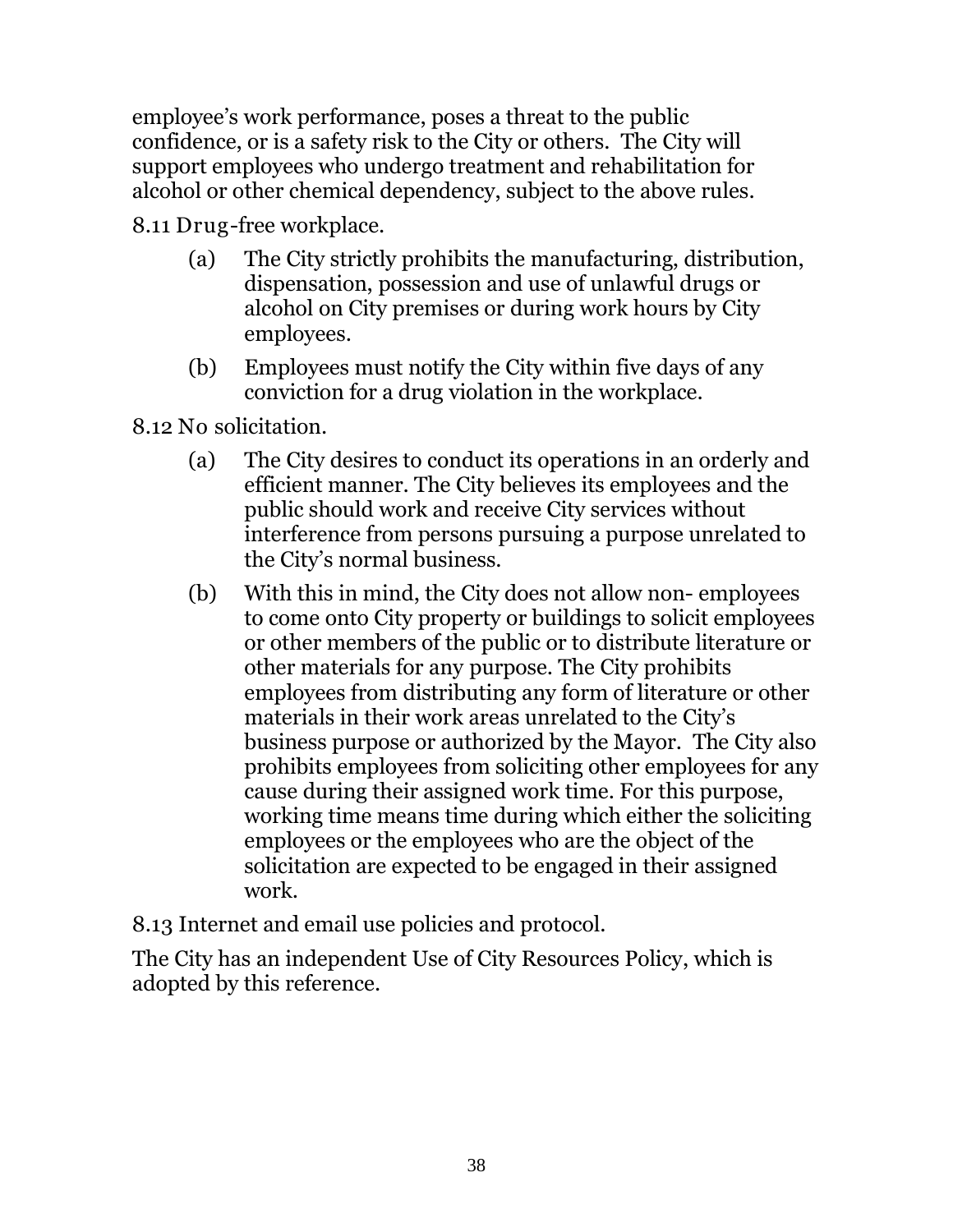employee's work performance, poses a threat to the public confidence, or is a safety risk to the City or others. The City will support employees who undergo treatment and rehabilitation for alcohol or other chemical dependency, subject to the above rules.

8.11 Drug-free workplace.

(a) The City strictly prohibits the manufacturing, distribution, dispensation, possession and use of unlawful drugs or alcohol on City premises or during work hours by City employees.

(b) Employees must notify the City within five days of any conviction for a drug violation in the workplace.

8.12 No solicitation.

(a) The City desires to conduct its operations in an orderly and efficient manner. The City believes its employees and the public should work and receive City services without interference from persons pursuing a purpose unrelated to the City's normal business.

(b) With this in mind, the City does not allow non- employees to come onto City property or buildings to solicit employees or other members of the public or to distribute literature or other materials for any purpose. The City prohibits employees from distributing any form of literature or other materials in their work areas unrelated to the City's business purpose or authorized by the Mayor. The City also prohibits employees from soliciting other employees for any cause during their assigned work time. For this purpose, working time means time during which either the soliciting employees or the employees who are the object of the solicitation are expected to be engaged in their assigned work.

8.13 Internet and email use policies and protocol.

The City has an independent Use of City Resources Policy, which is adopted by this reference.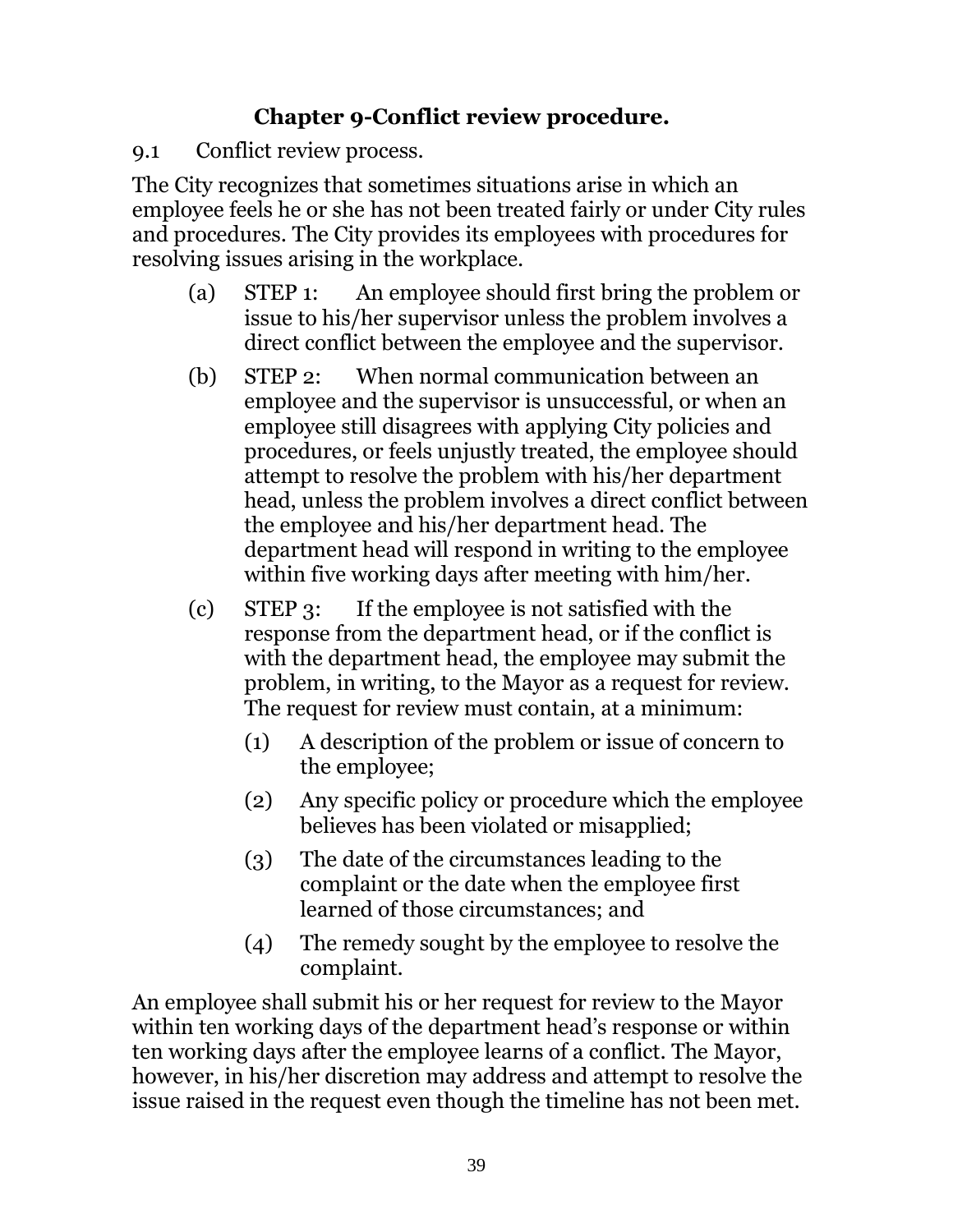## Chapter 9-Conflict review procedure.

9.1 Conflict review process.

The City recognizes that sometimes situations arise in which an employee feels he or she has not been treated fairly or under City rules and procedures. The City provides its employees with procedures for resolving issues arising in the workplace.

- (a) STEP 1: An employee should first bring the problem or issue to his/her supervisor unless the problem involves a direct conflict between the employee and the supervisor.
- (b) STEP 2: When normal communication between an employee and the supervisor is unsuccessful, or when an employee still disagrees with applying City policies and procedures, or feels unjustly treated, the employee should attempt to resolve the problem with his/her department head, unless the problem involves a direct conflict between the employee and his/her department head. The department head will respond in writing to the employee within five working days after meeting with him/her.
- (c) STEP 3: If the employee is not satisfied with the response from the department head, or if the conflict is with the department head, the employee may submit the problem, in writing, to the Mayor as a request for review. The request for review must contain, at a minimum:
  - (1) A description of the problem or issue of concern to the employee;
  - (2) Any specific policy or procedure which the employee believes has been violated or misapplied;
  - (3) The date of the circumstances leading to the complaint or the date when the employee first learned of those circumstances; and
  - (4) The remedy sought by the employee to resolve the complaint.

An employee shall submit his or her request for review to the Mayor within ten working days of the department head's response or within ten working days after the employee learns of a conflict. The Mayor, however, in his/her discretion may address and attempt to resolve the issue raised in the request even though the timeline has not been met.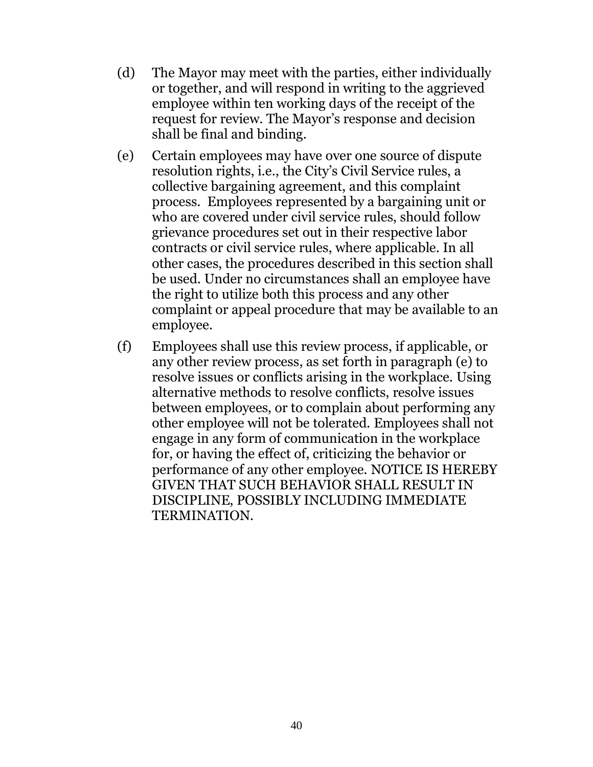(d) The Mayor may meet with the parties, either individually or together, and will respond in writing to the aggrieved employee within ten working days of the receipt of the request for review. The Mayor's response and decision shall be final and binding.

(e) Certain employees may have over one source of dispute resolution rights, i.e., the City's Civil Service rules, a collective bargaining agreement, and this complaint process. Employees represented by a bargaining unit or who are covered under civil service rules, should follow grievance procedures set out in their respective labor contracts or civil service rules, where applicable. In all other cases, the procedures described in this section shall be used. Under no circumstances shall an employee have the right to utilize both this process and any other complaint or appeal procedure that may be available to an employee.

(f) Employees shall use this review process, if applicable, or any other review process, as set forth in paragraph (e) to resolve issues or conflicts arising in the workplace. Using alternative methods to resolve conflicts, resolve issues between employees, or to complain about performing any other employee will not be tolerated. Employees shall not engage in any form of communication in the workplace for, or having the effect of, criticizing the behavior or performance of any other employee. NOTICE IS HEREBY GIVEN THAT SUCH BEHAVIOR SHALL RESULT IN DISCIPLINE, POSSIBLY INCLUDING IMMEDIATE TERMINATION.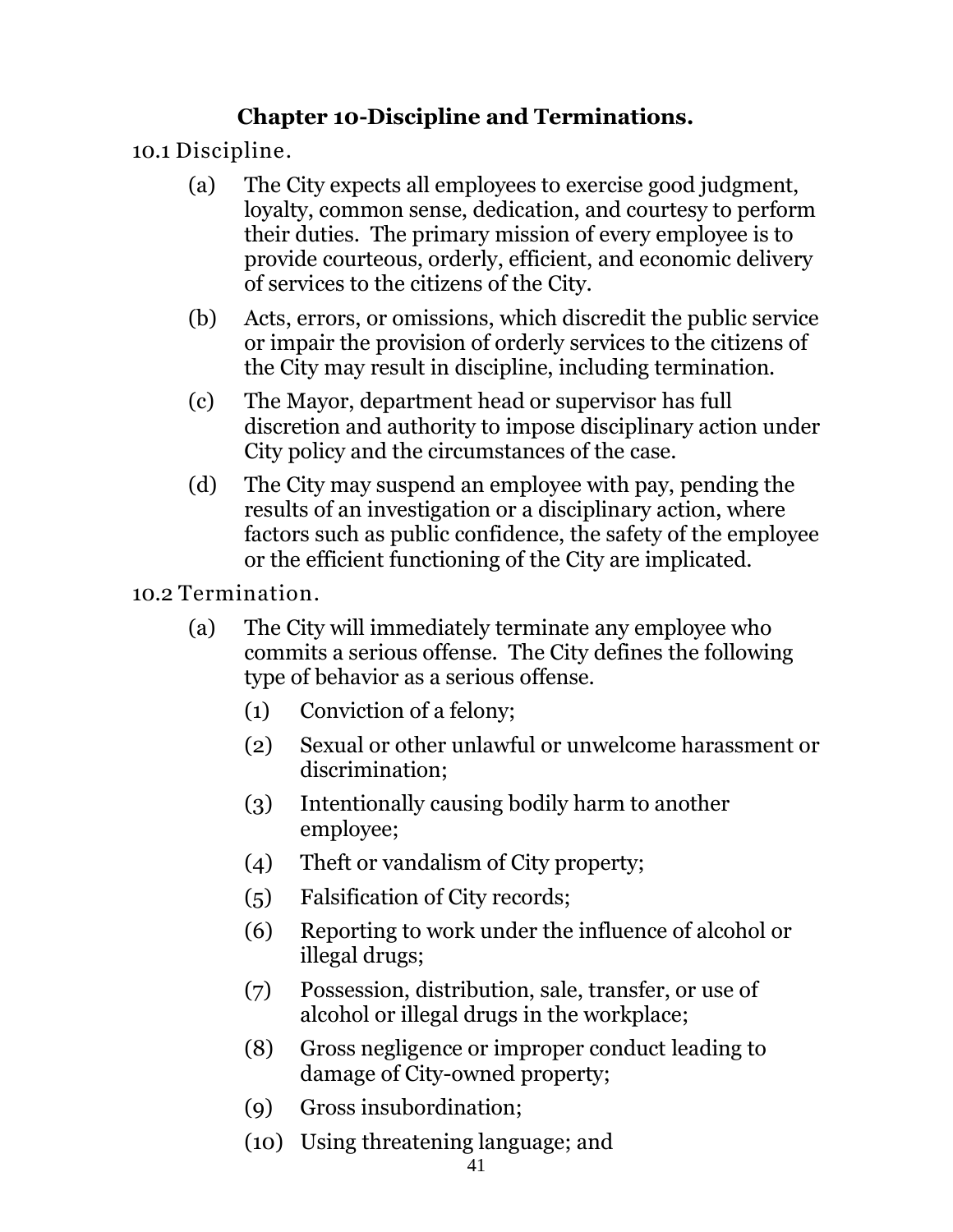## Chapter 10-Discipline and Terminations.

### 10.1 Discipline.

(a) The City expects all employees to exercise good judgment, loyalty, common sense, dedication, and courtesy to perform their duties. The primary mission of every employee is to provide courteous, orderly, efficient, and economic delivery of services to the citizens of the City.

(b) Acts, errors, or omissions, which discredit the public service or impair the provision of orderly services to the citizens of the City may result in discipline, including termination.

(c) The Mayor, department head or supervisor has full discretion and authority to impose disciplinary action under City policy and the circumstances of the case.

(d) The City may suspend an employee with pay, pending the results of an investigation or a disciplinary action, where factors such as public confidence, the safety of the employee or the efficient functioning of the City are implicated.

### 10.2 Termination.

(a) The City will immediately terminate any employee who commits a serious offense. The City defines the following type of behavior as a serious offense.

(1) Conviction of a felony;

(2) Sexual or other unlawful or unwelcome harassment or discrimination;

(3) Intentionally causing bodily harm to another employee;

(4) Theft or vandalism of City property;

(5) Falsification of City records;

(6) Reporting to work under the influence of alcohol or illegal drugs;

(7) Possession, distribution, sale, transfer, or use of alcohol or illegal drugs in the workplace;

(8) Gross negligence or improper conduct leading to damage of City-owned property;

(9) Gross insubordination;

(10) Using threatening language; and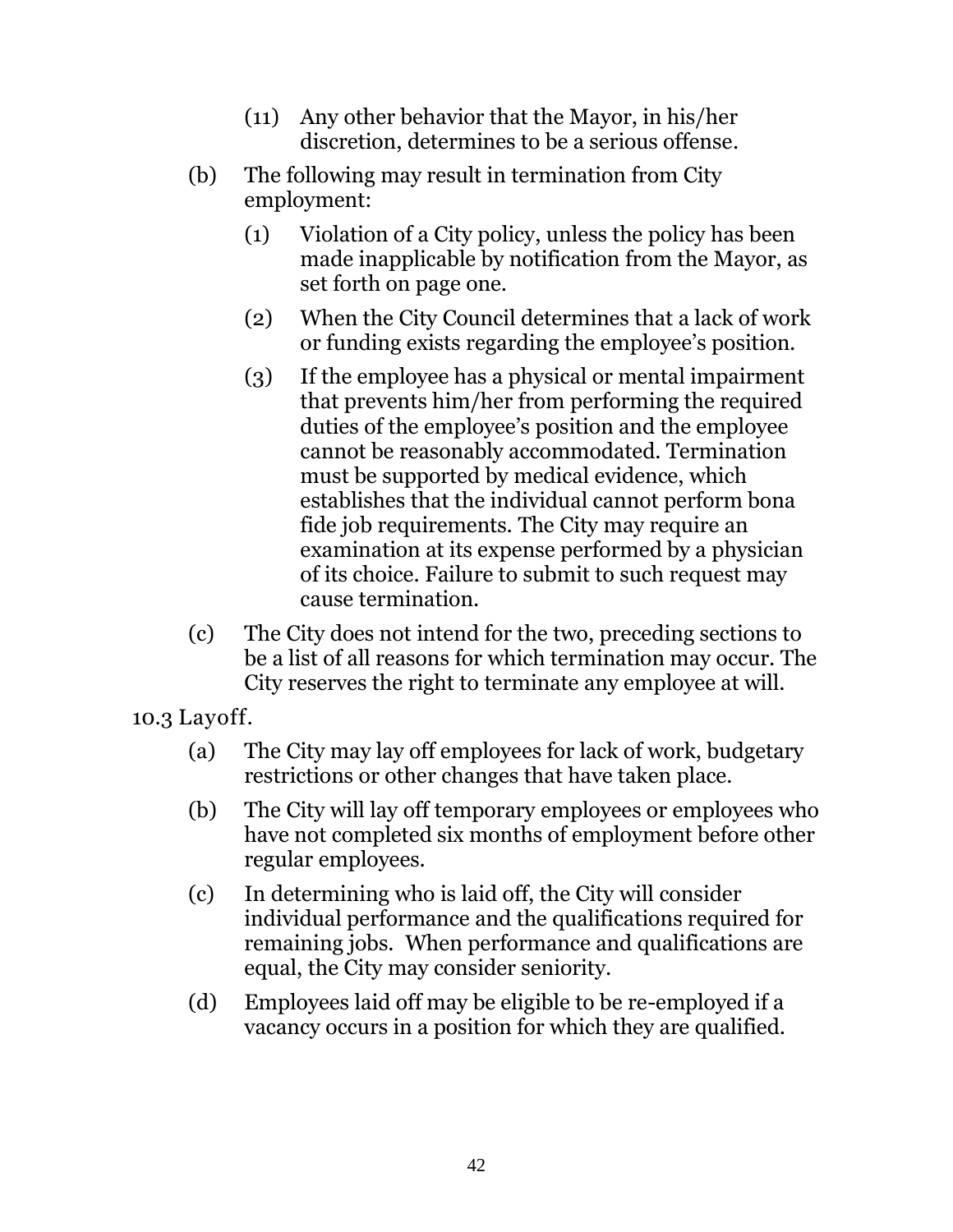(11) Any other behavior that the Mayor, in his/her discretion, determines to be a serious offense.

(b) The following may result in termination from City employment:

(1) Violation of a City policy, unless the policy has been made inapplicable by notification from the Mayor, as set forth on page one.

(2) When the City Council determines that a lack of work or funding exists regarding the employee's position.

(3) If the employee has a physical or mental impairment that prevents him/her from performing the required duties of the employee's position and the employee cannot be reasonably accommodated. Termination must be supported by medical evidence, which establishes that the individual cannot perform bona fide job requirements. The City may require an examination at its expense performed by a physician of its choice. Failure to submit to such request may cause termination.

(c) The City does not intend for the two, preceding sections to be a list of all reasons for which termination may occur. The City reserves the right to terminate any employee at will.

10.3 Layoff.

(a) The City may lay off employees for lack of work, budgetary restrictions or other changes that have taken place.

(b) The City will lay off temporary employees or employees who have not completed six months of employment before other regular employees.

(c) In determining who is laid off, the City will consider individual performance and the qualifications required for remaining jobs. When performance and qualifications are equal, the City may consider seniority.

(d) Employees laid off may be eligible to be re-employed if a vacancy occurs in a position for which they are qualified.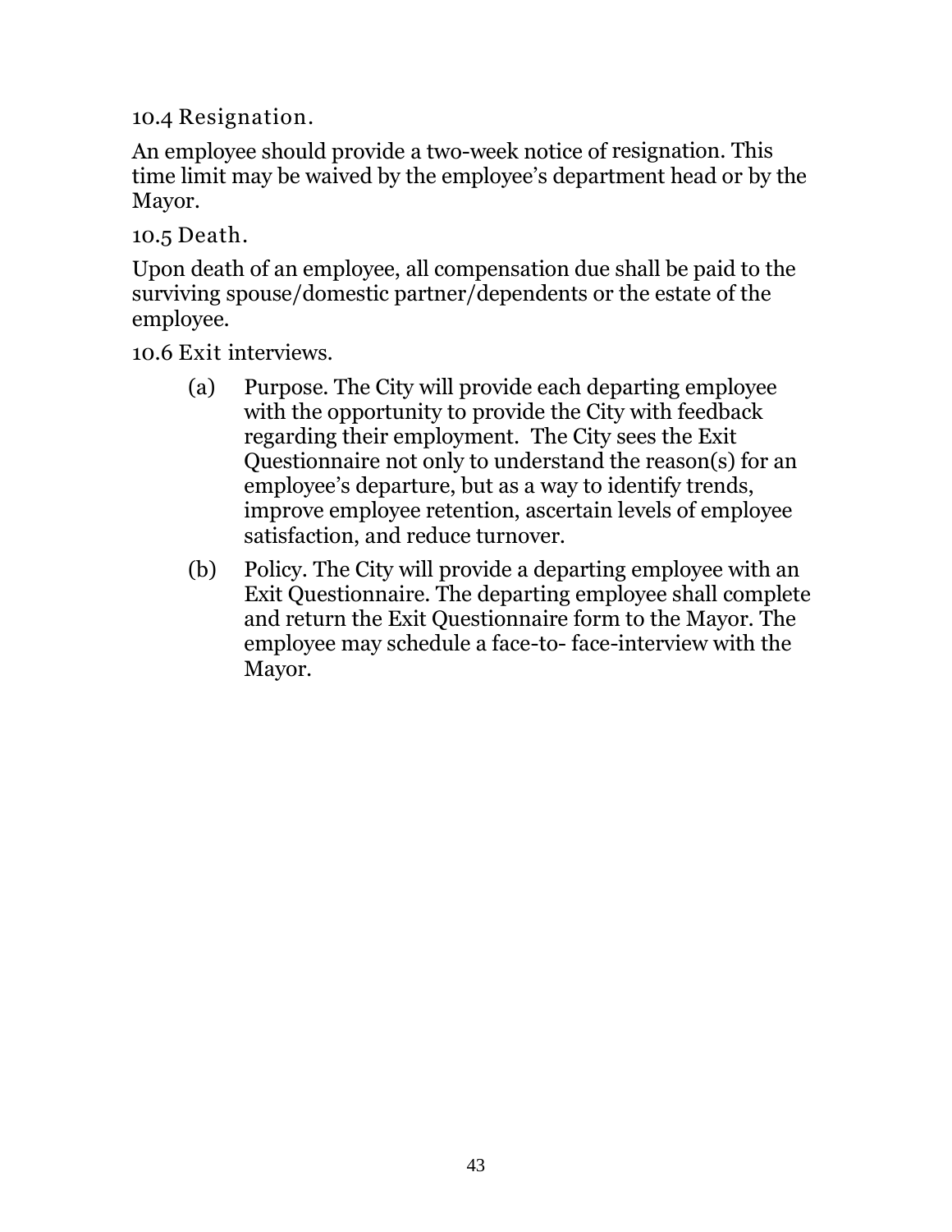### 10.4 Resignation.

An employee should provide a two-week notice of resignation. This time limit may be waived by the employee's department head or by the Mayor.

### 10.5 Death.

Upon death of an employee, all compensation due shall be paid to the surviving spouse/domestic partner/dependents or the estate of the employee.

### 10.6 Exit interviews.

(a) Purpose. The City will provide each departing employee with the opportunity to provide the City with feedback regarding their employment. The City sees the Exit Questionnaire not only to understand the reason(s) for an employee's departure, but as a way to identify trends, improve employee retention, ascertain levels of employee satisfaction, and reduce turnover.

(b) Policy. The City will provide a departing employee with an Exit Questionnaire. The departing employee shall complete and return the Exit Questionnaire form to the Mayor. The employee may schedule a face-to- face-interview with the Mayor.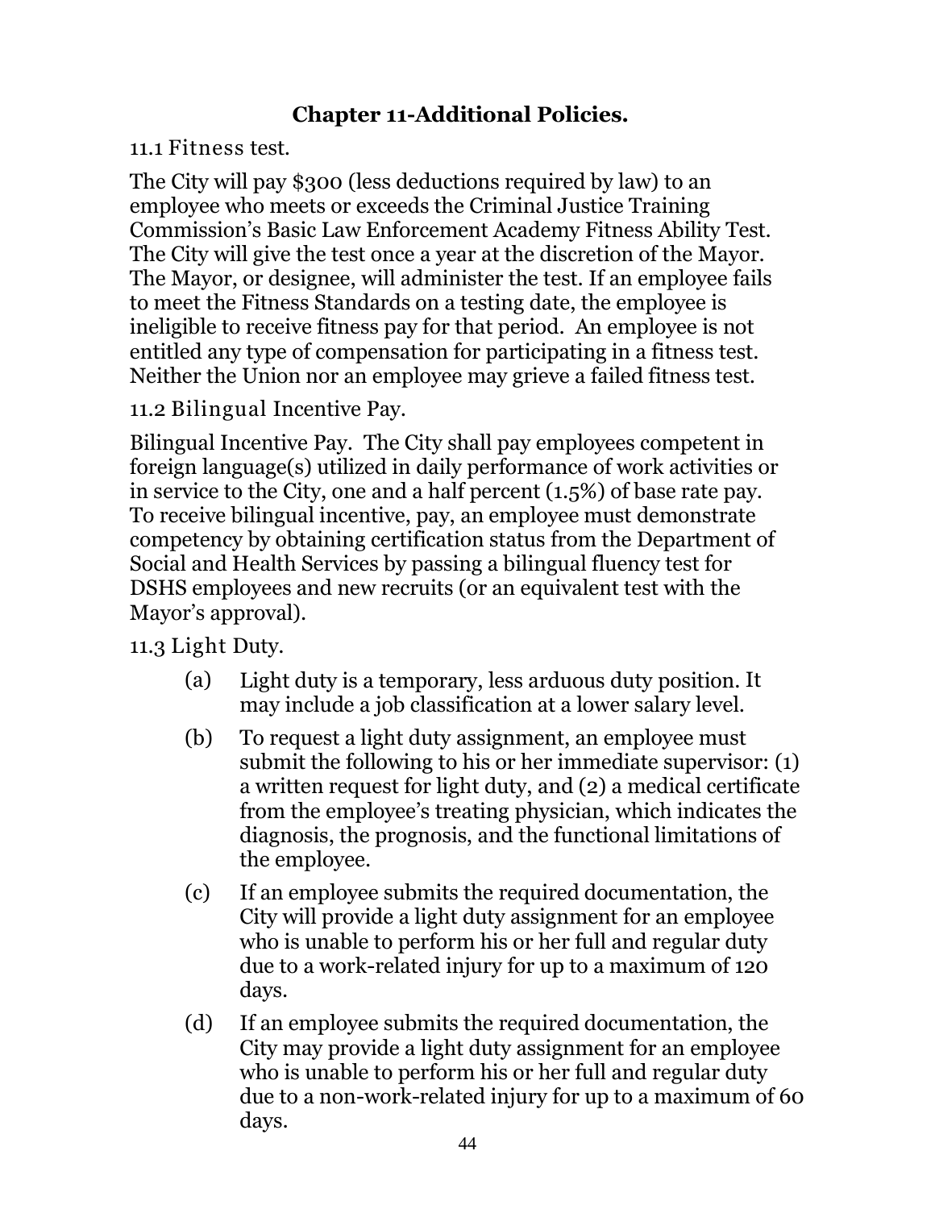## Chapter 11-Additional Policies.

11.1 Fitness test.

The City will pay $300 (less deductions required by law) to an employee who meets or exceeds the Criminal Justice Training Commission's Basic Law Enforcement Academy Fitness Ability Test. The City will give the test once a year at the discretion of the Mayor. The Mayor, or designee, will administer the test. If an employee fails to meet the Fitness Standards on a testing date, the employee is ineligible to receive fitness pay for that period. An employee is not entitled any type of compensation for participating in a fitness test. Neither the Union nor an employee may grieve a failed fitness test.

11.2 Bilingual Incentive Pay.

Bilingual Incentive Pay. The City shall pay employees competent in foreign language(s) utilized in daily performance of work activities or in service to the City, one and a half percent (1.5%) of base rate pay. To receive bilingual incentive, pay, an employee must demonstrate competency by obtaining certification status from the Department of Social and Health Services by passing a bilingual fluency test for DSHS employees and new recruits (or an equivalent test with the Mayor's approval).

11.3 Light Duty.

(a) Light duty is a temporary, less arduous duty position. It may include a job classification at a lower salary level.

(b) To request a light duty assignment, an employee must submit the following to his or her immediate supervisor: (1) a written request for light duty, and (2) a medical certificate from the employee's treating physician, which indicates the diagnosis, the prognosis, and the functional limitations of the employee.

(c) If an employee submits the required documentation, the City will provide a light duty assignment for an employee who is unable to perform his or her full and regular duty due to a work-related injury for up to a maximum of 120 days.

(d) If an employee submits the required documentation, the City may provide a light duty assignment for an employee who is unable to perform his or her full and regular duty due to a non-work-related injury for up to a maximum of 60 days.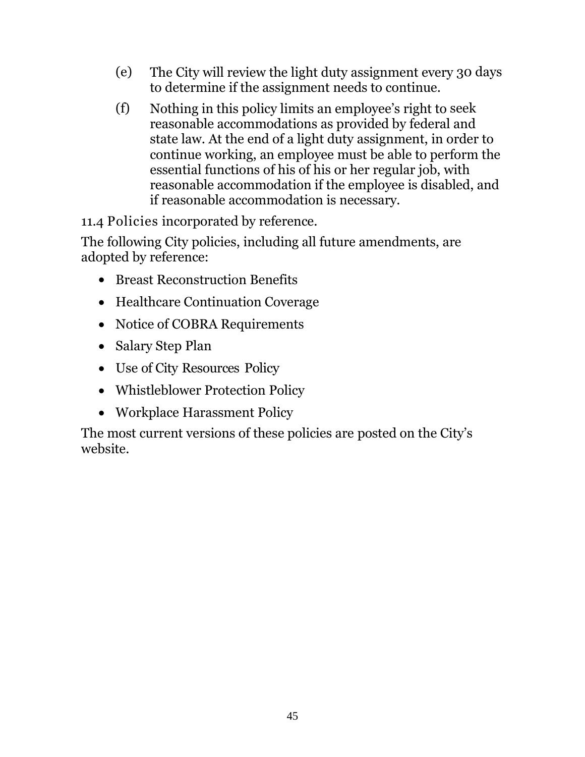(e) The City will review the light duty assignment every 30 days to determine if the assignment needs to continue.

(f) Nothing in this policy limits an employee's right to seek reasonable accommodations as provided by federal and state law. At the end of a light duty assignment, in order to continue working, an employee must be able to perform the essential functions of his of his or her regular job, with reasonable accommodation if the employee is disabled, and if reasonable accommodation is necessary.

### 11.4 Policies incorporated by reference.

The following City policies, including all future amendments, are adopted by reference:

- Breast Reconstruction Benefits
- Healthcare Continuation Coverage
- Notice of COBRA Requirements
- Salary Step Plan
- Use of City Resources Policy
- Whistleblower Protection Policy
- Workplace Harassment Policy

The most current versions of these policies are posted on the City's website.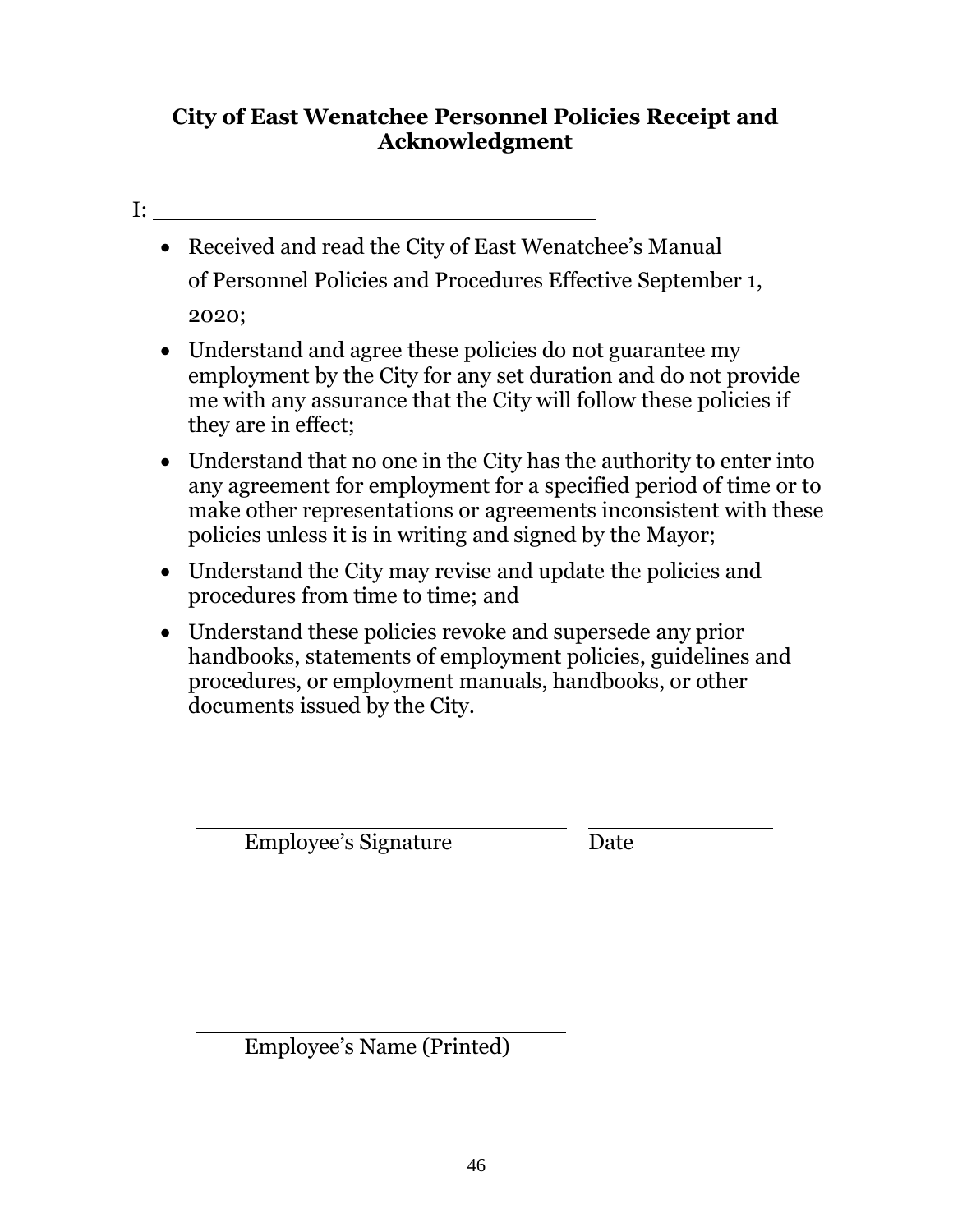## City of East Wenatchee Personnel Policies Receipt and Acknowledgment

I: ________________________________

- Received and read the City of East Wenatchee's Manual of Personnel Policies and Procedures Effective September 1, 2020;
- Understand and agree these policies do not guarantee my employment by the City for any set duration and do not provide me with any assurance that the City will follow these policies if they are in effect;
- Understand that no one in the City has the authority to enter into any agreement for employment for a specified period of time or to make other representations or agreements inconsistent with these policies unless it is in writing and signed by the Mayor;
- Understand the City may revise and update the policies and procedures from time to time; and
- Understand these policies revoke and supersede any prior handbooks, statements of employment policies, guidelines and procedures, or employment manuals, handbooks, or other documents issued by the City.

______________________________ ______________

Employee's Signature Date

______________________________

Employee's Name (Printed)